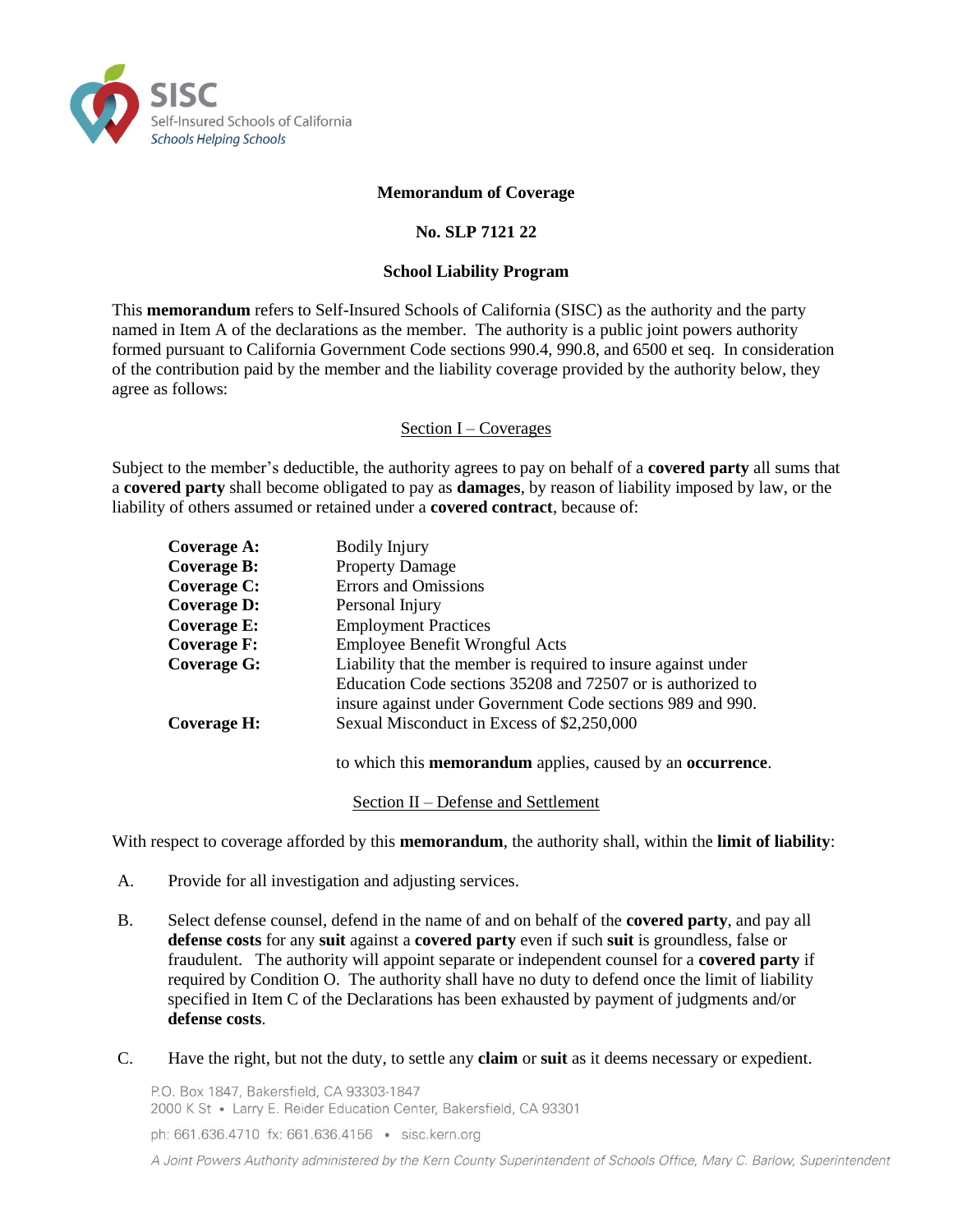**Memorandum of Coverage**

**No. SLP 7121 22**

**School Liability Program**

This **memorandum** refers to Self-Insured Schools of California (SISC) as the authority and the party named in Item A of the declarations as the member. The authority is a public joint powers authority formed pursuant to California Government Code sections 990.4, 990.8, and 6500 et seq. In consideration of the contribution paid by the member and the liability coverage provided by the authority below, they agree as follows:

## Section I – Coverages

Subject to the member's deductible, the authority agrees to pay on behalf of a **covered party** all sums that a **covered party** shall become obligated to pay as **damages**, by reason of liability imposed by law, or the liability of others assumed or retained under a **covered contract**, because of:

| | |
|---|---|
| **Coverage A:** | Bodily Injury |
| **Coverage B:** | Property Damage |
| **Coverage C:** | Errors and Omissions |
| **Coverage D:** | Personal Injury |
| **Coverage E:** | Employment Practices |
| **Coverage F:** | Employee Benefit Wrongful Acts |
| **Coverage G:** | Liability that the member is required to insure against under Education Code sections 35208 and 72507 or is authorized to insure against under Government Code sections 989 and 990. |
| **Coverage H:** | Sexual Misconduct in Excess of $2,250,000 |

to which this **memorandum** applies, caused by an **occurrence**.

## Section II – Defense and Settlement

With respect to coverage afforded by this **memorandum**, the authority shall, within the **limit of liability**:

A. Provide for all investigation and adjusting services.

B. Select defense counsel, defend in the name of and on behalf of the **covered party**, and pay all **defense costs** for any **suit** against a **covered party** even if such **suit** is groundless, false or fraudulent. The authority will appoint separate or independent counsel for a **covered party** if required by Condition O. The authority shall have no duty to defend once the limit of liability specified in Item C of the Declarations has been exhausted by payment of judgments and/or **defense costs**.

C. Have the right, but not the duty, to settle any **claim** or **suit** as it deems necessary or expedient.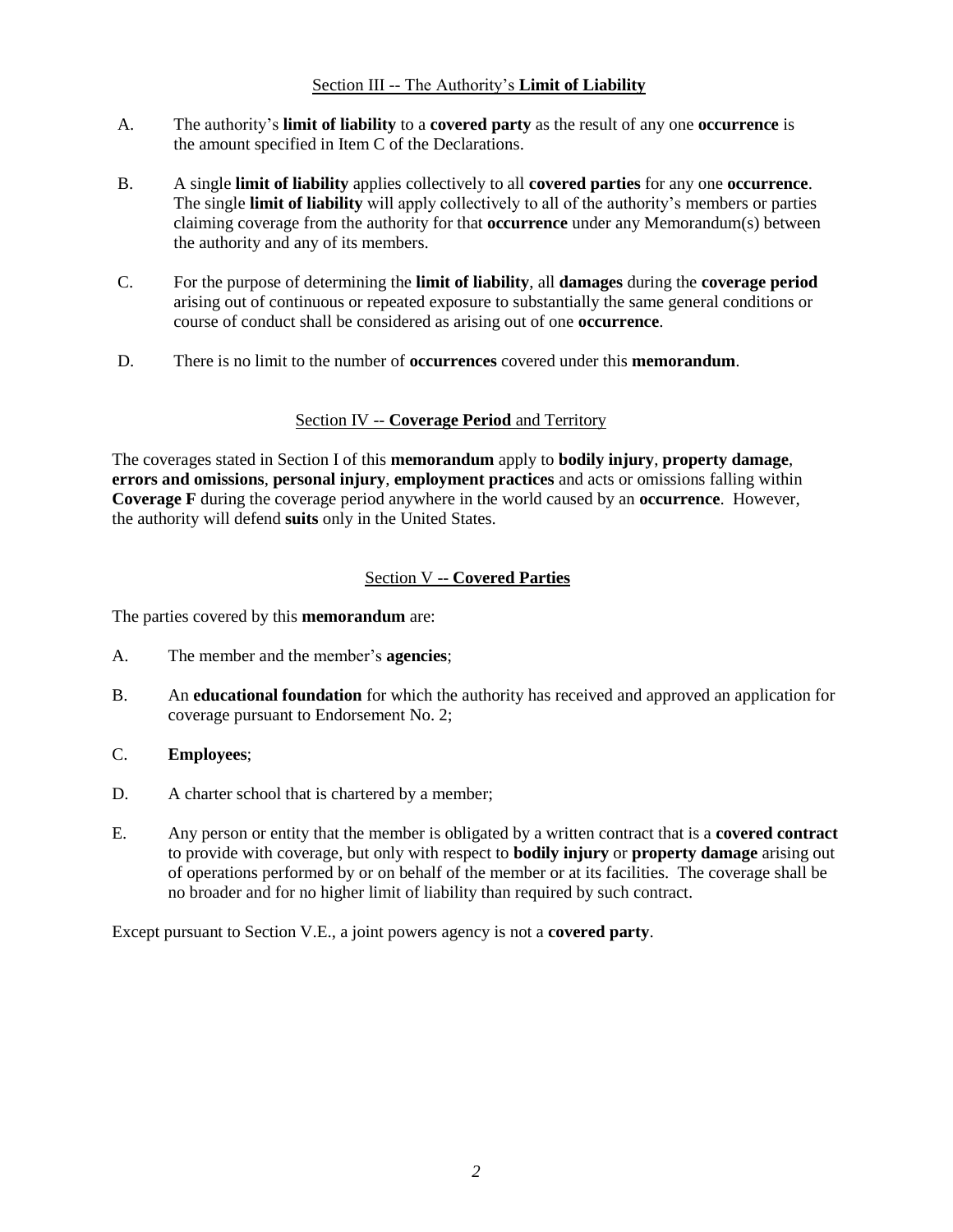## Section III -- The Authority's **Limit of Liability**

A. The authority's **limit of liability** to a **covered party** as the result of any one **occurrence** is the amount specified in Item C of the Declarations.

B. A single **limit of liability** applies collectively to all **covered parties** for any one **occurrence**. The single **limit of liability** will apply collectively to all of the authority's members or parties claiming coverage from the authority for that **occurrence** under any Memorandum(s) between the authority and any of its members.

C. For the purpose of determining the **limit of liability**, all **damages** during the **coverage period** arising out of continuous or repeated exposure to substantially the same general conditions or course of conduct shall be considered as arising out of one **occurrence**.

D. There is no limit to the number of **occurrences** covered under this **memorandum**.

## Section IV -- **Coverage Period** and Territory

The coverages stated in Section I of this **memorandum** apply to **bodily injury**, **property damage**, **errors and omissions**, **personal injury**, **employment practices** and acts or omissions falling within **Coverage F** during the coverage period anywhere in the world caused by an **occurrence**. However, the authority will defend **suits** only in the United States.

## Section V -- **Covered Parties**

The parties covered by this **memorandum** are:

A. The member and the member's **agencies**;

B. An **educational foundation** for which the authority has received and approved an application for coverage pursuant to Endorsement No. 2;

C. **Employees**;

D. A charter school that is chartered by a member;

E. Any person or entity that the member is obligated by a written contract that is a **covered contract** to provide with coverage, but only with respect to **bodily injury** or **property damage** arising out of operations performed by or on behalf of the member or at its facilities. The coverage shall be no broader and for no higher limit of liability than required by such contract.

Except pursuant to Section V.E., a joint powers agency is not a **covered party**.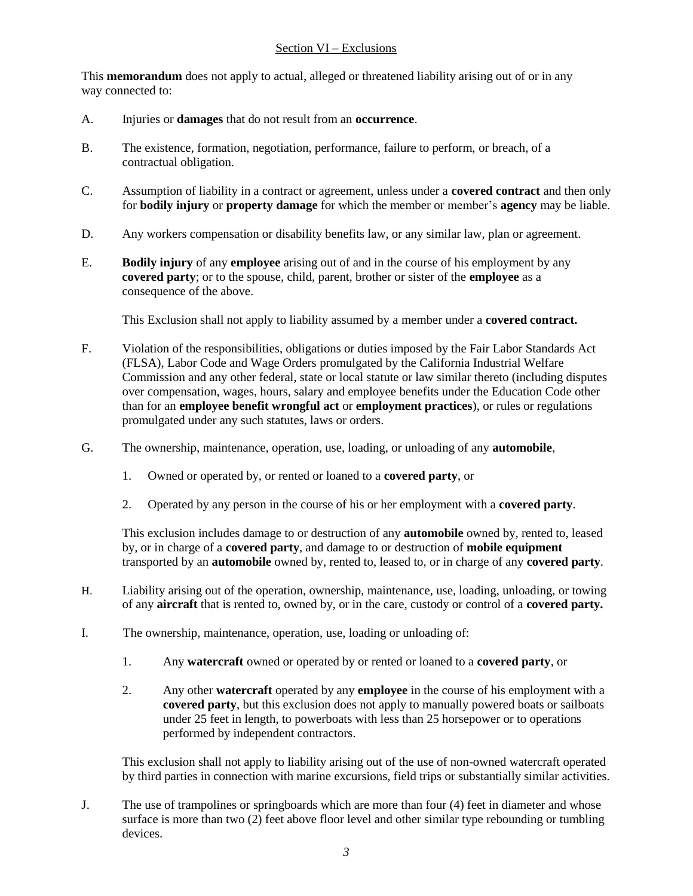## Section VI – Exclusions

This **memorandum** does not apply to actual, alleged or threatened liability arising out of or in any way connected to:

A. Injuries or **damages** that do not result from an **occurrence**.

B. The existence, formation, negotiation, performance, failure to perform, or breach, of a contractual obligation.

C. Assumption of liability in a contract or agreement, unless under a **covered contract** and then only for **bodily injury** or **property damage** for which the member or member's **agency** may be liable.

D. Any workers compensation or disability benefits law, or any similar law, plan or agreement.

E. **Bodily injury** of any **employee** arising out of and in the course of his employment by any **covered party**; or to the spouse, child, parent, brother or sister of the **employee** as a consequence of the above.

   This Exclusion shall not apply to liability assumed by a member under a **covered contract.**

F. Violation of the responsibilities, obligations or duties imposed by the Fair Labor Standards Act (FLSA), Labor Code and Wage Orders promulgated by the California Industrial Welfare Commission and any other federal, state or local statute or law similar thereto (including disputes over compensation, wages, hours, salary and employee benefits under the Education Code other than for an **employee benefit wrongful act** or **employment practices**), or rules or regulations promulgated under any such statutes, laws or orders.

G. The ownership, maintenance, operation, use, loading, or unloading of any **automobile**,

   1. Owned or operated by, or rented or loaned to a **covered party**, or

   2. Operated by any person in the course of his or her employment with a **covered party**.

   This exclusion includes damage to or destruction of any **automobile** owned by, rented to, leased by, or in charge of a **covered party**, and damage to or destruction of **mobile equipment** transported by an **automobile** owned by, rented to, leased to, or in charge of any **covered party**.

H. Liability arising out of the operation, ownership, maintenance, use, loading, unloading, or towing of any **aircraft** that is rented to, owned by, or in the care, custody or control of a **covered party.**

I. The ownership, maintenance, operation, use, loading or unloading of:

   1. Any **watercraft** owned or operated by or rented or loaned to a **covered party**, or

   2. Any other **watercraft** operated by any **employee** in the course of his employment with a **covered party**, but this exclusion does not apply to manually powered boats or sailboats under 25 feet in length, to powerboats with less than 25 horsepower or to operations performed by independent contractors.

   This exclusion shall not apply to liability arising out of the use of non-owned watercraft operated by third parties in connection with marine excursions, field trips or substantially similar activities.

J. The use of trampolines or springboards which are more than four (4) feet in diameter and whose surface is more than two (2) feet above floor level and other similar type rebounding or tumbling devices.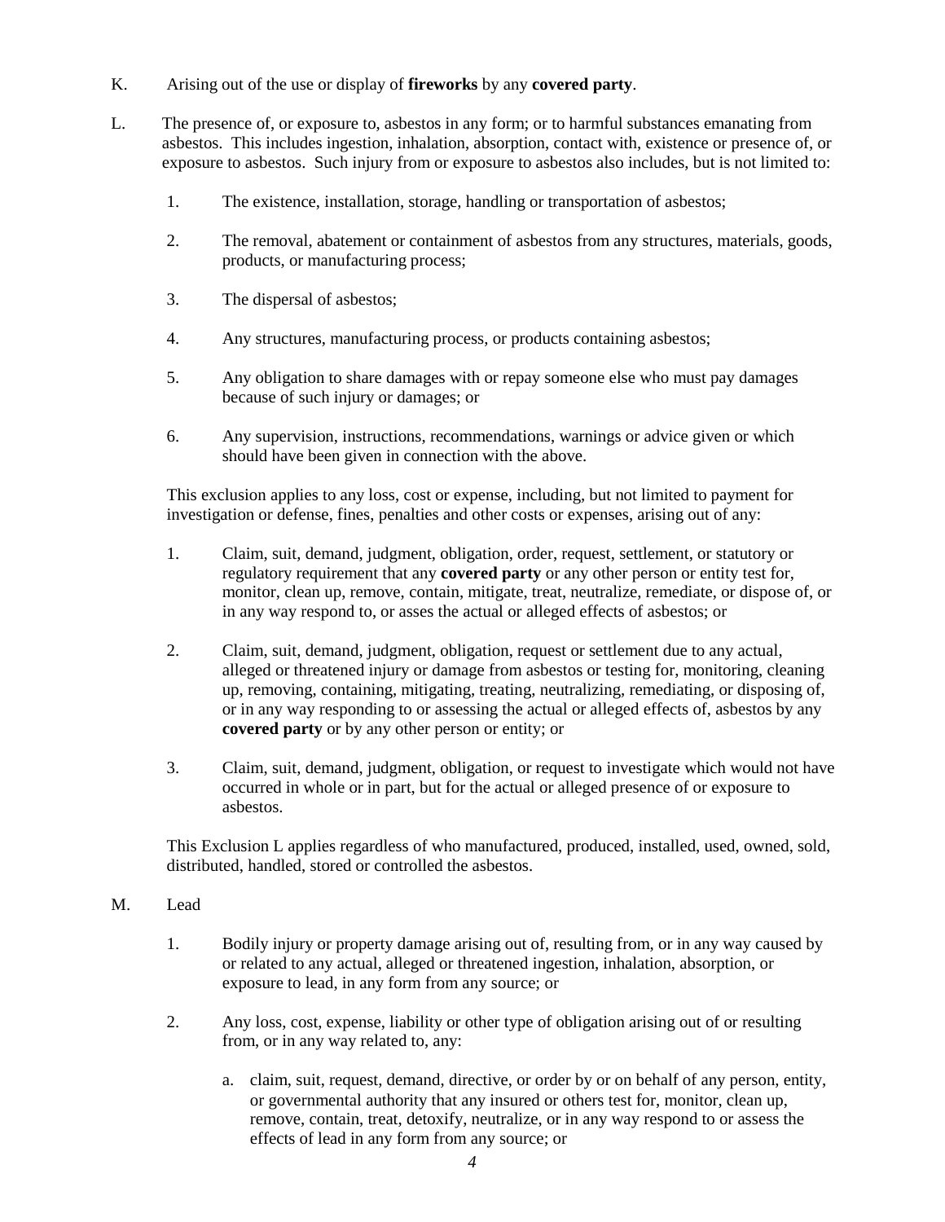K. Arising out of the use or display of **fireworks** by any **covered party**.

L. The presence of, or exposure to, asbestos in any form; or to harmful substances emanating from asbestos. This includes ingestion, inhalation, absorption, contact with, existence or presence of, or exposure to asbestos. Such injury from or exposure to asbestos also includes, but is not limited to:

1. The existence, installation, storage, handling or transportation of asbestos;
2. The removal, abatement or containment of asbestos from any structures, materials, goods, products, or manufacturing process;
3. The dispersal of asbestos;
4. Any structures, manufacturing process, or products containing asbestos;
5. Any obligation to share damages with or repay someone else who must pay damages because of such injury or damages; or
6. Any supervision, instructions, recommendations, warnings or advice given or which should have been given in connection with the above.

This exclusion applies to any loss, cost or expense, including, but not limited to payment for investigation or defense, fines, penalties and other costs or expenses, arising out of any:

1. Claim, suit, demand, judgment, obligation, order, request, settlement, or statutory or regulatory requirement that any **covered party** or any other person or entity test for, monitor, clean up, remove, contain, mitigate, treat, neutralize, remediate, or dispose of, or in any way respond to, or asses the actual or alleged effects of asbestos; or
2. Claim, suit, demand, judgment, obligation, request or settlement due to any actual, alleged or threatened injury or damage from asbestos or testing for, monitoring, cleaning up, removing, containing, mitigating, treating, neutralizing, remediating, or disposing of, or in any way responding to or assessing the actual or alleged effects of, asbestos by any **covered party** or by any other person or entity; or
3. Claim, suit, demand, judgment, obligation, or request to investigate which would not have occurred in whole or in part, but for the actual or alleged presence of or exposure to asbestos.

This Exclusion L applies regardless of who manufactured, produced, installed, used, owned, sold, distributed, handled, stored or controlled the asbestos.

M. Lead

1. Bodily injury or property damage arising out of, resulting from, or in any way caused by or related to any actual, alleged or threatened ingestion, inhalation, absorption, or exposure to lead, in any form from any source; or
2. Any loss, cost, expense, liability or other type of obligation arising out of or resulting from, or in any way related to, any:
   a. claim, suit, request, demand, directive, or order by or on behalf of any person, entity, or governmental authority that any insured or others test for, monitor, clean up, remove, contain, treat, detoxify, neutralize, or in any way respond to or assess the effects of lead in any form from any source; or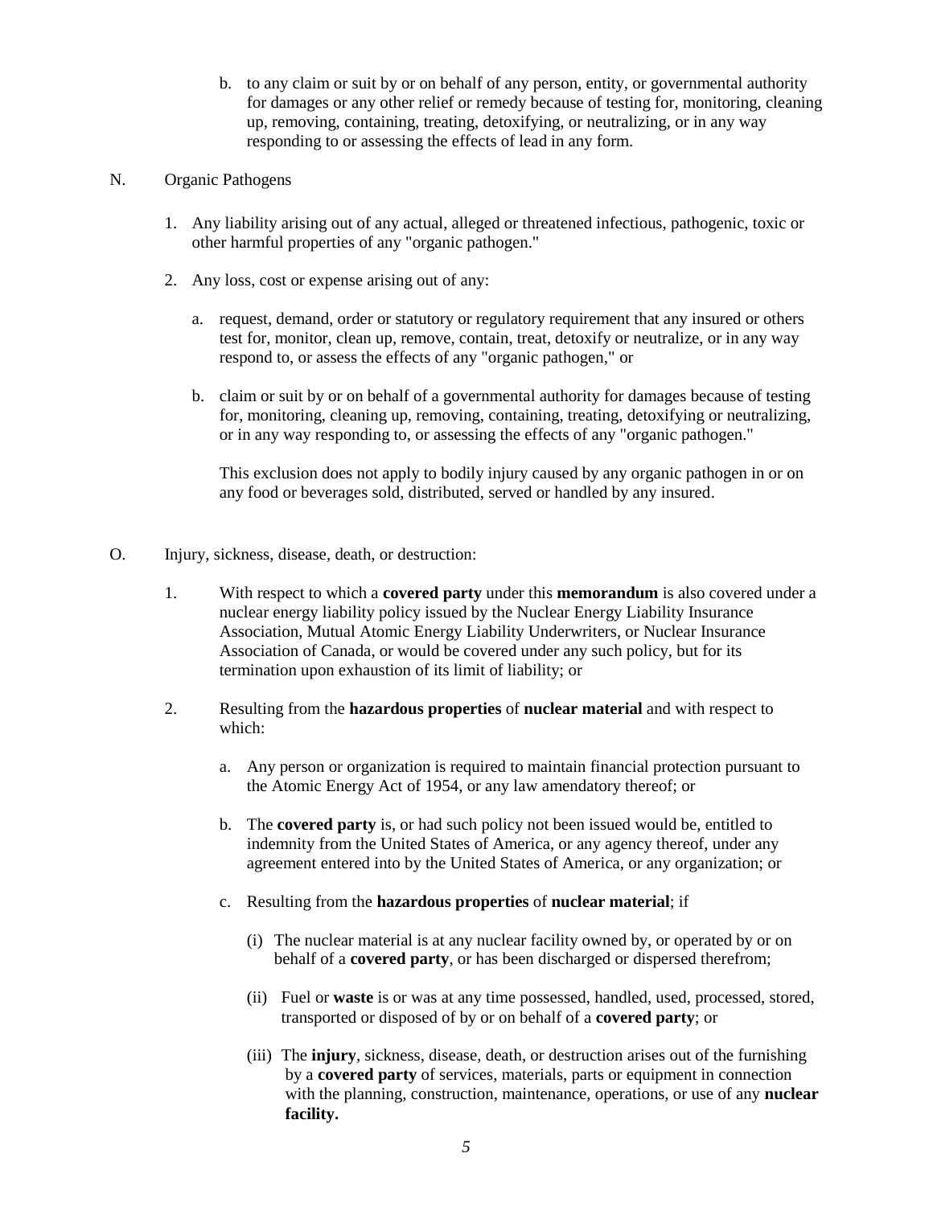b. to any claim or suit by or on behalf of any person, entity, or governmental authority for damages or any other relief or remedy because of testing for, monitoring, cleaning up, removing, containing, treating, detoxifying, or neutralizing, or in any way responding to or assessing the effects of lead in any form.

N. Organic Pathogens

1. Any liability arising out of any actual, alleged or threatened infectious, pathogenic, toxic or other harmful properties of any "organic pathogen."

2. Any loss, cost or expense arising out of any:

   a. request, demand, order or statutory or regulatory requirement that any insured or others test for, monitor, clean up, remove, contain, treat, detoxify or neutralize, or in any way respond to, or assess the effects of any "organic pathogen," or

   b. claim or suit by or on behalf of a governmental authority for damages because of testing for, monitoring, cleaning up, removing, containing, treating, detoxifying or neutralizing, or in any way responding to, or assessing the effects of any "organic pathogen."

   This exclusion does not apply to bodily injury caused by any organic pathogen in or on any food or beverages sold, distributed, served or handled by any insured.

O. Injury, sickness, disease, death, or destruction:

1. With respect to which a **covered party** under this **memorandum** is also covered under a nuclear energy liability policy issued by the Nuclear Energy Liability Insurance Association, Mutual Atomic Energy Liability Underwriters, or Nuclear Insurance Association of Canada, or would be covered under any such policy, but for its termination upon exhaustion of its limit of liability; or

2. Resulting from the **hazardous properties** of **nuclear material** and with respect to which:

   a. Any person or organization is required to maintain financial protection pursuant to the Atomic Energy Act of 1954, or any law amendatory thereof; or

   b. The **covered party** is, or had such policy not been issued would be, entitled to indemnity from the United States of America, or any agency thereof, under any agreement entered into by the United States of America, or any organization; or

   c. Resulting from the **hazardous properties** of **nuclear material**; if

      (i) The nuclear material is at any nuclear facility owned by, or operated by or on behalf of a **covered party**, or has been discharged or dispersed therefrom;

      (ii) Fuel or **waste** is or was at any time possessed, handled, used, processed, stored, transported or disposed of by or on behalf of a **covered party**; or

      (iii) The **injury**, sickness, disease, death, or destruction arises out of the furnishing by a **covered party** of services, materials, parts or equipment in connection with the planning, construction, maintenance, operations, or use of any **nuclear facility.**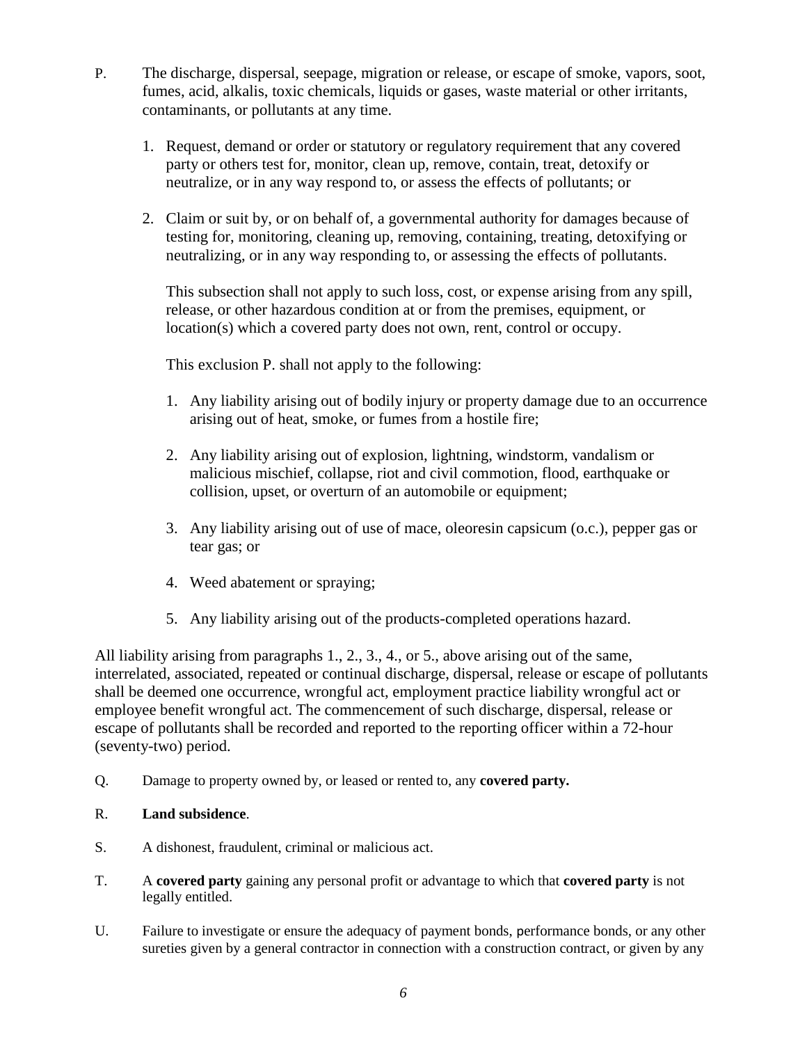P. The discharge, dispersal, seepage, migration or release, or escape of smoke, vapors, soot, fumes, acid, alkalis, toxic chemicals, liquids or gases, waste material or other irritants, contaminants, or pollutants at any time.

   1. Request, demand or order or statutory or regulatory requirement that any covered party or others test for, monitor, clean up, remove, contain, treat, detoxify or neutralize, or in any way respond to, or assess the effects of pollutants; or

   2. Claim or suit by, or on behalf of, a governmental authority for damages because of testing for, monitoring, cleaning up, removing, containing, treating, detoxifying or neutralizing, or in any way responding to, or assessing the effects of pollutants.

   This subsection shall not apply to such loss, cost, or expense arising from any spill, release, or other hazardous condition at or from the premises, equipment, or location(s) which a covered party does not own, rent, control or occupy.

   This exclusion P. shall not apply to the following:

   1. Any liability arising out of bodily injury or property damage due to an occurrence arising out of heat, smoke, or fumes from a hostile fire;

   2. Any liability arising out of explosion, lightning, windstorm, vandalism or malicious mischief, collapse, riot and civil commotion, flood, earthquake or collision, upset, or overturn of an automobile or equipment;

   3. Any liability arising out of use of mace, oleoresin capsicum (o.c.), pepper gas or tear gas; or

   4. Weed abatement or spraying;

   5. Any liability arising out of the products-completed operations hazard.

All liability arising from paragraphs 1., 2., 3., 4., or 5., above arising out of the same, interrelated, associated, repeated or continual discharge, dispersal, release or escape of pollutants shall be deemed one occurrence, wrongful act, employment practice liability wrongful act or employee benefit wrongful act. The commencement of such discharge, dispersal, release or escape of pollutants shall be recorded and reported to the reporting officer within a 72-hour (seventy-two) period.

Q. Damage to property owned by, or leased or rented to, any **covered party.**

R. **Land subsidence**.

S. A dishonest, fraudulent, criminal or malicious act.

T. A **covered party** gaining any personal profit or advantage to which that **covered party** is not legally entitled.

U. Failure to investigate or ensure the adequacy of payment bonds, performance bonds, or any other sureties given by a general contractor in connection with a construction contract, or given by any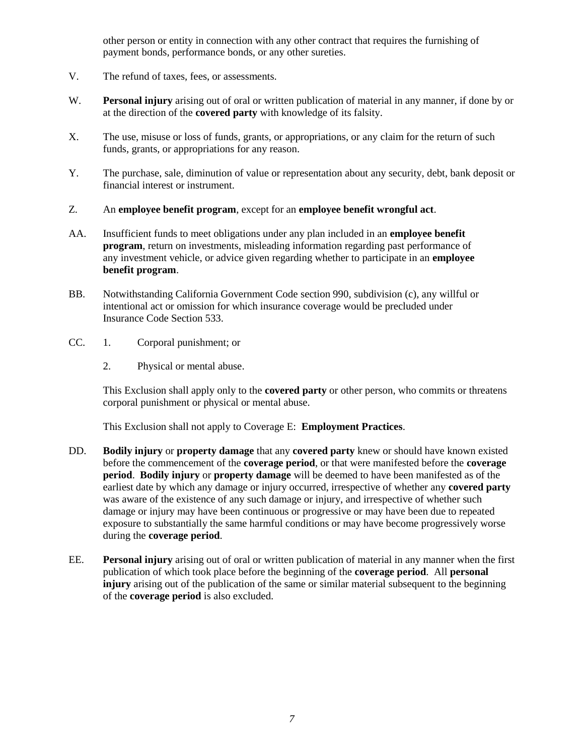other person or entity in connection with any other contract that requires the furnishing of payment bonds, performance bonds, or any other sureties.

V. The refund of taxes, fees, or assessments.

W. **Personal injury** arising out of oral or written publication of material in any manner, if done by or at the direction of the **covered party** with knowledge of its falsity.

X. The use, misuse or loss of funds, grants, or appropriations, or any claim for the return of such funds, grants, or appropriations for any reason.

Y. The purchase, sale, diminution of value or representation about any security, debt, bank deposit or financial interest or instrument.

Z. An **employee benefit program**, except for an **employee benefit wrongful act**.

AA. Insufficient funds to meet obligations under any plan included in an **employee benefit program**, return on investments, misleading information regarding past performance of any investment vehicle, or advice given regarding whether to participate in an **employee benefit program**.

BB. Notwithstanding California Government Code section 990, subdivision (c), any willful or intentional act or omission for which insurance coverage would be precluded under Insurance Code Section 533.

CC. 1. Corporal punishment; or

2. Physical or mental abuse.

This Exclusion shall apply only to the **covered party** or other person, who commits or threatens corporal punishment or physical or mental abuse.

This Exclusion shall not apply to Coverage E: **Employment Practices**.

DD. **Bodily injury** or **property damage** that any **covered party** knew or should have known existed before the commencement of the **coverage period**, or that were manifested before the **coverage period**. **Bodily injury** or **property damage** will be deemed to have been manifested as of the earliest date by which any damage or injury occurred, irrespective of whether any **covered party** was aware of the existence of any such damage or injury, and irrespective of whether such damage or injury may have been continuous or progressive or may have been due to repeated exposure to substantially the same harmful conditions or may have become progressively worse during the **coverage period**.

EE. **Personal injury** arising out of oral or written publication of material in any manner when the first publication of which took place before the beginning of the **coverage period**. All **personal injury** arising out of the publication of the same or similar material subsequent to the beginning of the **coverage period** is also excluded.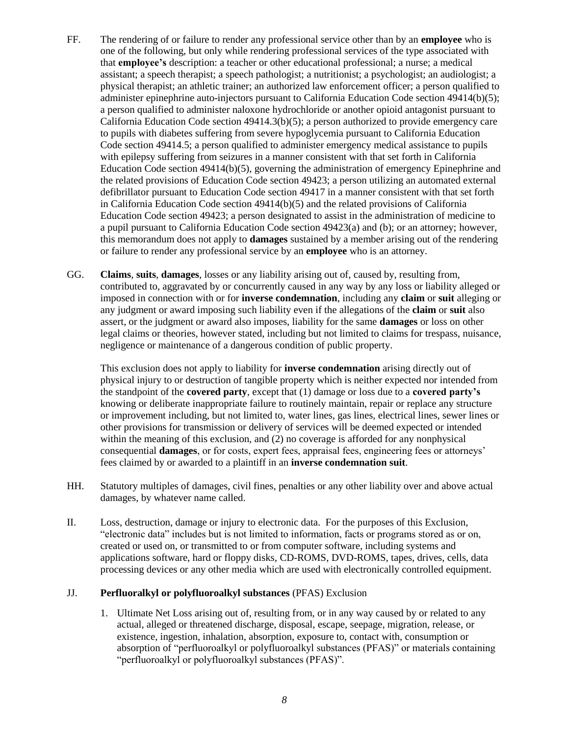FF. The rendering of or failure to render any professional service other than by an **employee** who is one of the following, but only while rendering professional services of the type associated with that **employee's** description: a teacher or other educational professional; a nurse; a medical assistant; a speech therapist; a speech pathologist; a nutritionist; a psychologist; an audiologist; a physical therapist; an athletic trainer; an authorized law enforcement officer; a person qualified to administer epinephrine auto-injectors pursuant to California Education Code section 49414(b)(5); a person qualified to administer naloxone hydrochloride or another opioid antagonist pursuant to California Education Code section 49414.3(b)(5); a person authorized to provide emergency care to pupils with diabetes suffering from severe hypoglycemia pursuant to California Education Code section 49414.5; a person qualified to administer emergency medical assistance to pupils with epilepsy suffering from seizures in a manner consistent with that set forth in California Education Code section 49414(b)(5), governing the administration of emergency Epinephrine and the related provisions of Education Code section 49423; a person utilizing an automated external defibrillator pursuant to Education Code section 49417 in a manner consistent with that set forth in California Education Code section 49414(b)(5) and the related provisions of California Education Code section 49423; a person designated to assist in the administration of medicine to a pupil pursuant to California Education Code section 49423(a) and (b); or an attorney; however, this memorandum does not apply to **damages** sustained by a member arising out of the rendering or failure to render any professional service by an **employee** who is an attorney.

GG. **Claims**, **suits**, **damages**, losses or any liability arising out of, caused by, resulting from, contributed to, aggravated by or concurrently caused in any way by any loss or liability alleged or imposed in connection with or for **inverse condemnation**, including any **claim** or **suit** alleging or any judgment or award imposing such liability even if the allegations of the **claim** or **suit** also assert, or the judgment or award also imposes, liability for the same **damages** or loss on other legal claims or theories, however stated, including but not limited to claims for trespass, nuisance, negligence or maintenance of a dangerous condition of public property.

This exclusion does not apply to liability for **inverse condemnation** arising directly out of physical injury to or destruction of tangible property which is neither expected nor intended from the standpoint of the **covered party**, except that (1) damage or loss due to a **covered party's** knowing or deliberate inappropriate failure to routinely maintain, repair or replace any structure or improvement including, but not limited to, water lines, gas lines, electrical lines, sewer lines or other provisions for transmission or delivery of services will be deemed expected or intended within the meaning of this exclusion, and (2) no coverage is afforded for any nonphysical consequential **damages**, or for costs, expert fees, appraisal fees, engineering fees or attorneys' fees claimed by or awarded to a plaintiff in an **inverse condemnation suit**.

HH. Statutory multiples of damages, civil fines, penalties or any other liability over and above actual damages, by whatever name called.

II. Loss, destruction, damage or injury to electronic data. For the purposes of this Exclusion, "electronic data" includes but is not limited to information, facts or programs stored as or on, created or used on, or transmitted to or from computer software, including systems and applications software, hard or floppy disks, CD-ROMS, DVD-ROMS, tapes, drives, cells, data processing devices or any other media which are used with electronically controlled equipment.

JJ. **Perfluoralkyl or polyfluoroalkyl substances** (PFAS) Exclusion

1. Ultimate Net Loss arising out of, resulting from, or in any way caused by or related to any actual, alleged or threatened discharge, disposal, escape, seepage, migration, release, or existence, ingestion, inhalation, absorption, exposure to, contact with, consumption or absorption of "perfluoroalkyl or polyfluoroalkyl substances (PFAS)" or materials containing "perfluoroalkyl or polyfluoroalkyl substances (PFAS)".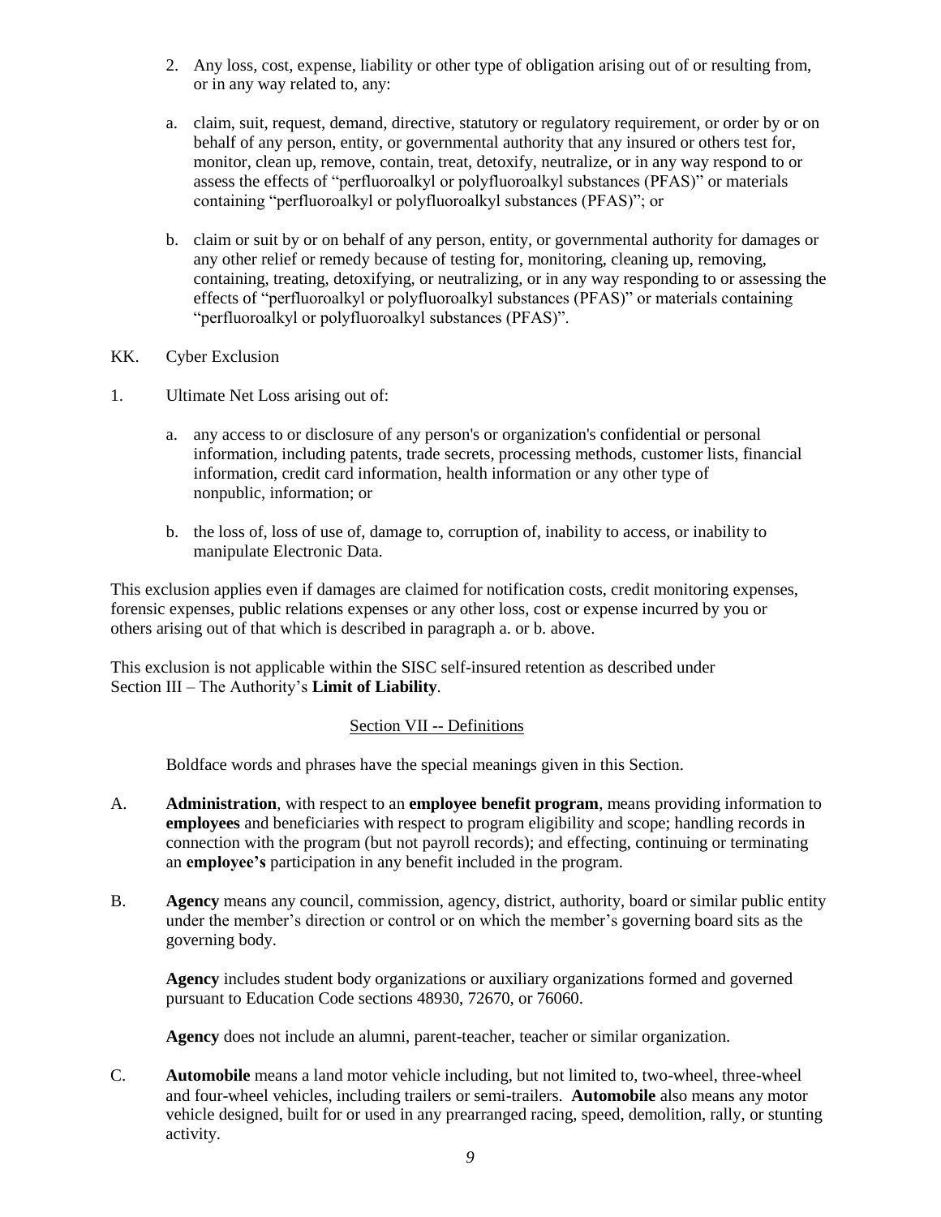2. Any loss, cost, expense, liability or other type of obligation arising out of or resulting from, or in any way related to, any:

a. claim, suit, request, demand, directive, statutory or regulatory requirement, or order by or on behalf of any person, entity, or governmental authority that any insured or others test for, monitor, clean up, remove, contain, treat, detoxify, neutralize, or in any way respond to or assess the effects of "perfluoroalkyl or polyfluoroalkyl substances (PFAS)" or materials containing "perfluoroalkyl or polyfluoroalkyl substances (PFAS)"; or

b. claim or suit by or on behalf of any person, entity, or governmental authority for damages or any other relief or remedy because of testing for, monitoring, cleaning up, removing, containing, treating, detoxifying, or neutralizing, or in any way responding to or assessing the effects of "perfluoroalkyl or polyfluoroalkyl substances (PFAS)" or materials containing "perfluoroalkyl or polyfluoroalkyl substances (PFAS)".

KK. Cyber Exclusion

1. Ultimate Net Loss arising out of:

a. any access to or disclosure of any person's or organization's confidential or personal information, including patents, trade secrets, processing methods, customer lists, financial information, credit card information, health information or any other type of nonpublic, information; or

b. the loss of, loss of use of, damage to, corruption of, inability to access, or inability to manipulate Electronic Data.

This exclusion applies even if damages are claimed for notification costs, credit monitoring expenses, forensic expenses, public relations expenses or any other loss, cost or expense incurred by you or others arising out of that which is described in paragraph a. or b. above.

This exclusion is not applicable within the SISC self-insured retention as described under Section III – The Authority's **Limit of Liability**.

## Section VII -- Definitions

Boldface words and phrases have the special meanings given in this Section.

A. **Administration**, with respect to an **employee benefit program**, means providing information to **employees** and beneficiaries with respect to program eligibility and scope; handling records in connection with the program (but not payroll records); and effecting, continuing or terminating an **employee's** participation in any benefit included in the program.

B. **Agency** means any council, commission, agency, district, authority, board or similar public entity under the member's direction or control or on which the member's governing board sits as the governing body.

**Agency** includes student body organizations or auxiliary organizations formed and governed pursuant to Education Code sections 48930, 72670, or 76060.

**Agency** does not include an alumni, parent-teacher, teacher or similar organization.

C. **Automobile** means a land motor vehicle including, but not limited to, two-wheel, three-wheel and four-wheel vehicles, including trailers or semi-trailers. **Automobile** also means any motor vehicle designed, built for or used in any prearranged racing, speed, demolition, rally, or stunting activity.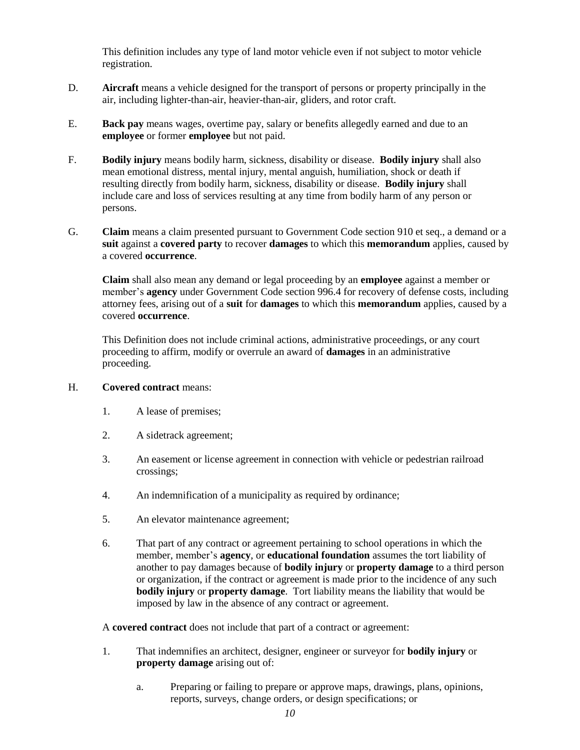This definition includes any type of land motor vehicle even if not subject to motor vehicle registration.

D. **Aircraft** means a vehicle designed for the transport of persons or property principally in the air, including lighter-than-air, heavier-than-air, gliders, and rotor craft.

E. **Back pay** means wages, overtime pay, salary or benefits allegedly earned and due to an **employee** or former **employee** but not paid.

F. **Bodily injury** means bodily harm, sickness, disability or disease. **Bodily injury** shall also mean emotional distress, mental injury, mental anguish, humiliation, shock or death if resulting directly from bodily harm, sickness, disability or disease. **Bodily injury** shall include care and loss of services resulting at any time from bodily harm of any person or persons.

G. **Claim** means a claim presented pursuant to Government Code section 910 et seq., a demand or a **suit** against a **covered party** to recover **damages** to which this **memorandum** applies, caused by a covered **occurrence**.

   **Claim** shall also mean any demand or legal proceeding by an **employee** against a member or member's **agency** under Government Code section 996.4 for recovery of defense costs, including attorney fees, arising out of a **suit** for **damages** to which this **memorandum** applies, caused by a covered **occurrence**.

   This Definition does not include criminal actions, administrative proceedings, or any court proceeding to affirm, modify or overrule an award of **damages** in an administrative proceeding.

H. **Covered contract** means:

   1. A lease of premises;

   2. A sidetrack agreement;

   3. An easement or license agreement in connection with vehicle or pedestrian railroad crossings;

   4. An indemnification of a municipality as required by ordinance;

   5. An elevator maintenance agreement;

   6. That part of any contract or agreement pertaining to school operations in which the member, member's **agency**, or **educational foundation** assumes the tort liability of another to pay damages because of **bodily injury** or **property damage** to a third person or organization, if the contract or agreement is made prior to the incidence of any such **bodily injury** or **property damage**. Tort liability means the liability that would be imposed by law in the absence of any contract or agreement.

   A **covered contract** does not include that part of a contract or agreement:

   1. That indemnifies an architect, designer, engineer or surveyor for **bodily injury** or **property damage** arising out of:

      a. Preparing or failing to prepare or approve maps, drawings, plans, opinions, reports, surveys, change orders, or design specifications; or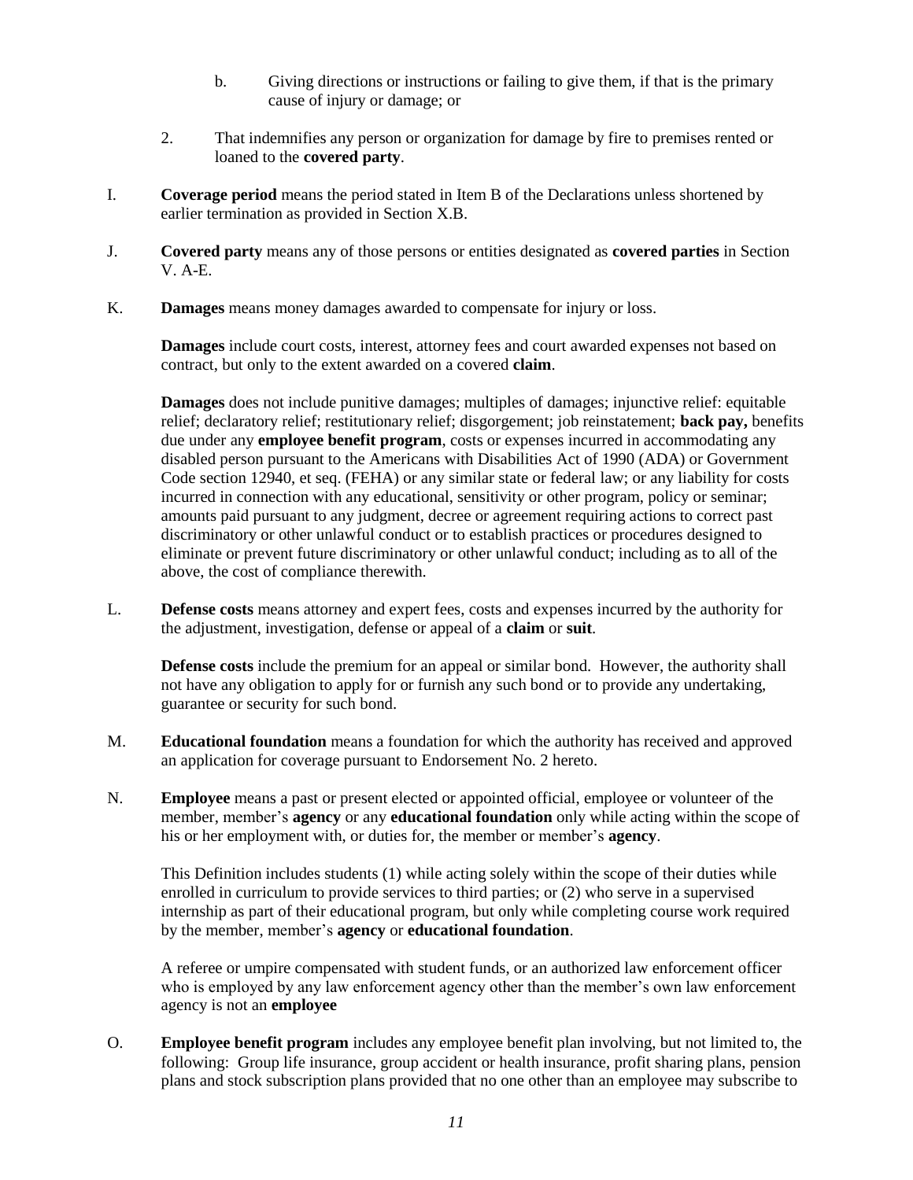b. Giving directions or instructions or failing to give them, if that is the primary cause of injury or damage; or

2. That indemnifies any person or organization for damage by fire to premises rented or loaned to the **covered party**.

I. **Coverage period** means the period stated in Item B of the Declarations unless shortened by earlier termination as provided in Section X.B.

J. **Covered party** means any of those persons or entities designated as **covered parties** in Section V. A-E.

K. **Damages** means money damages awarded to compensate for injury or loss.

**Damages** include court costs, interest, attorney fees and court awarded expenses not based on contract, but only to the extent awarded on a covered **claim**.

**Damages** does not include punitive damages; multiples of damages; injunctive relief: equitable relief; declaratory relief; restitutionary relief; disgorgement; job reinstatement; **back pay,** benefits due under any **employee benefit program**, costs or expenses incurred in accommodating any disabled person pursuant to the Americans with Disabilities Act of 1990 (ADA) or Government Code section 12940, et seq. (FEHA) or any similar state or federal law; or any liability for costs incurred in connection with any educational, sensitivity or other program, policy or seminar; amounts paid pursuant to any judgment, decree or agreement requiring actions to correct past discriminatory or other unlawful conduct or to establish practices or procedures designed to eliminate or prevent future discriminatory or other unlawful conduct; including as to all of the above, the cost of compliance therewith.

L. **Defense costs** means attorney and expert fees, costs and expenses incurred by the authority for the adjustment, investigation, defense or appeal of a **claim** or **suit**.

**Defense costs** include the premium for an appeal or similar bond. However, the authority shall not have any obligation to apply for or furnish any such bond or to provide any undertaking, guarantee or security for such bond.

M. **Educational foundation** means a foundation for which the authority has received and approved an application for coverage pursuant to Endorsement No. 2 hereto.

N. **Employee** means a past or present elected or appointed official, employee or volunteer of the member, member's **agency** or any **educational foundation** only while acting within the scope of his or her employment with, or duties for, the member or member's **agency**.

This Definition includes students (1) while acting solely within the scope of their duties while enrolled in curriculum to provide services to third parties; or (2) who serve in a supervised internship as part of their educational program, but only while completing course work required by the member, member's **agency** or **educational foundation**.

A referee or umpire compensated with student funds, or an authorized law enforcement officer who is employed by any law enforcement agency other than the member's own law enforcement agency is not an **employee**

O. **Employee benefit program** includes any employee benefit plan involving, but not limited to, the following: Group life insurance, group accident or health insurance, profit sharing plans, pension plans and stock subscription plans provided that no one other than an employee may subscribe to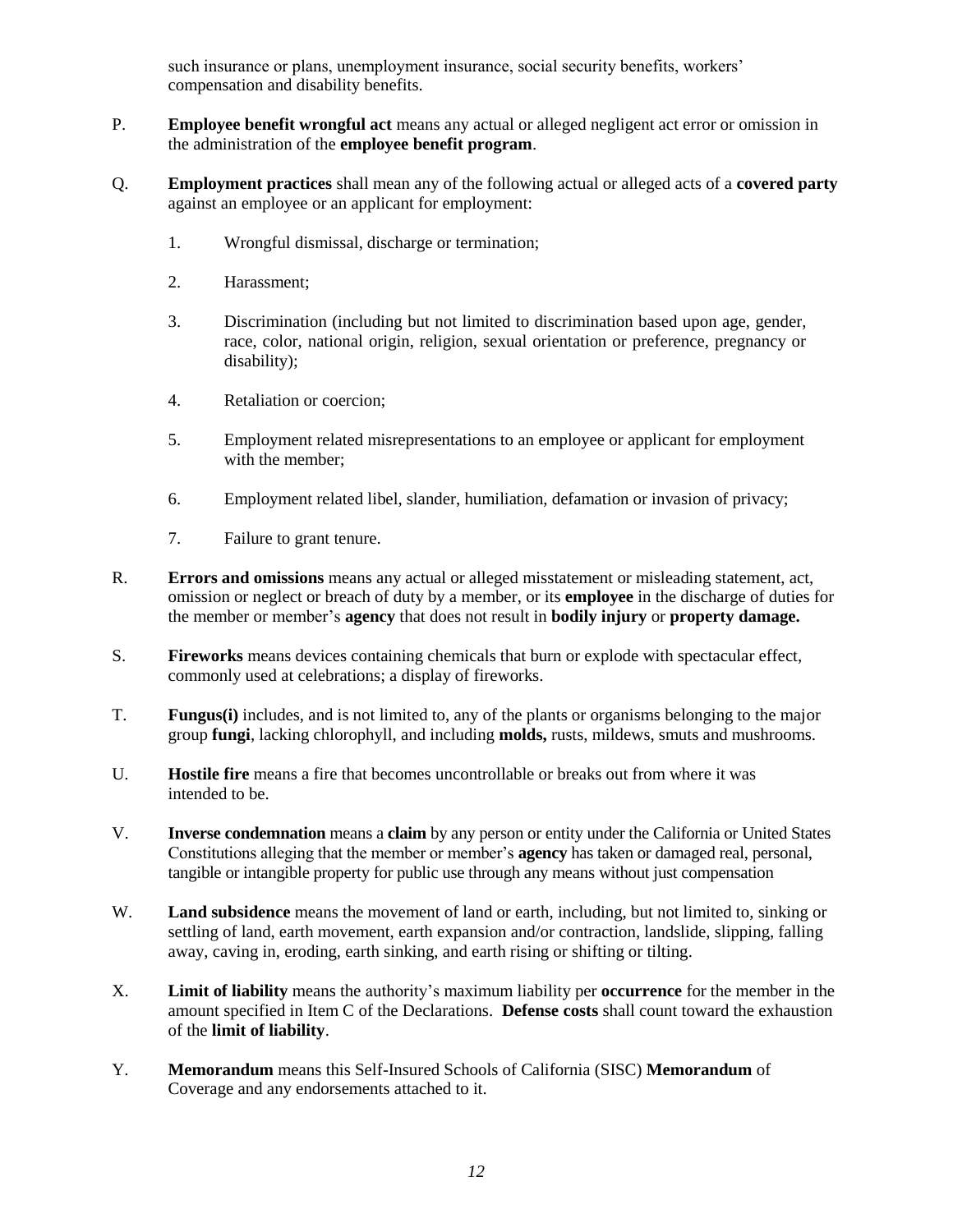such insurance or plans, unemployment insurance, social security benefits, workers' compensation and disability benefits.

P. **Employee benefit wrongful act** means any actual or alleged negligent act error or omission in the administration of the **employee benefit program**.

Q. **Employment practices** shall mean any of the following actual or alleged acts of a **covered party** against an employee or an applicant for employment:

1. Wrongful dismissal, discharge or termination;
2. Harassment;
3. Discrimination (including but not limited to discrimination based upon age, gender, race, color, national origin, religion, sexual orientation or preference, pregnancy or disability);
4. Retaliation or coercion;
5. Employment related misrepresentations to an employee or applicant for employment with the member;
6. Employment related libel, slander, humiliation, defamation or invasion of privacy;
7. Failure to grant tenure.

R. **Errors and omissions** means any actual or alleged misstatement or misleading statement, act, omission or neglect or breach of duty by a member, or its **employee** in the discharge of duties for the member or member's **agency** that does not result in **bodily injury** or **property damage.**

S. **Fireworks** means devices containing chemicals that burn or explode with spectacular effect, commonly used at celebrations; a display of fireworks.

T. **Fungus(i)** includes, and is not limited to, any of the plants or organisms belonging to the major group **fungi**, lacking chlorophyll, and including **molds,** rusts, mildews, smuts and mushrooms.

U. **Hostile fire** means a fire that becomes uncontrollable or breaks out from where it was intended to be.

V. **Inverse condemnation** means a **claim** by any person or entity under the California or United States Constitutions alleging that the member or member's **agency** has taken or damaged real, personal, tangible or intangible property for public use through any means without just compensation

W. **Land subsidence** means the movement of land or earth, including, but not limited to, sinking or settling of land, earth movement, earth expansion and/or contraction, landslide, slipping, falling away, caving in, eroding, earth sinking, and earth rising or shifting or tilting.

X. **Limit of liability** means the authority's maximum liability per **occurrence** for the member in the amount specified in Item C of the Declarations. **Defense costs** shall count toward the exhaustion of the **limit of liability**.

Y. **Memorandum** means this Self-Insured Schools of California (SISC) **Memorandum** of Coverage and any endorsements attached to it.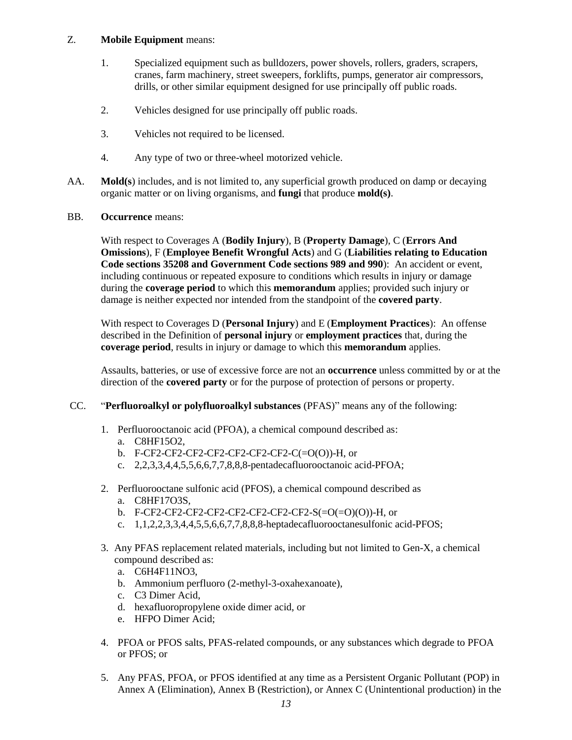Z. **Mobile Equipment** means:

1. Specialized equipment such as bulldozers, power shovels, rollers, graders, scrapers, cranes, farm machinery, street sweepers, forklifts, pumps, generator air compressors, drills, or other similar equipment designed for use principally off public roads.

2. Vehicles designed for use principally off public roads.

3. Vehicles not required to be licensed.

4. Any type of two or three-wheel motorized vehicle.

AA. **Mold(s**) includes, and is not limited to, any superficial growth produced on damp or decaying organic matter or on living organisms, and **fungi** that produce **mold(s)**.

BB. **Occurrence** means:

With respect to Coverages A (**Bodily Injury**), B (**Property Damage**), C (**Errors And Omissions**), F (**Employee Benefit Wrongful Acts**) and G (**Liabilities relating to Education Code sections 35208 and Government Code sections 989 and 990**): An accident or event, including continuous or repeated exposure to conditions which results in injury or damage during the **coverage period** to which this **memorandum** applies; provided such injury or damage is neither expected nor intended from the standpoint of the **covered party**.

With respect to Coverages D (**Personal Injury**) and E (**Employment Practices**): An offense described in the Definition of **personal injury** or **employment practices** that, during the **coverage period**, results in injury or damage to which this **memorandum** applies.

Assaults, batteries, or use of excessive force are not an **occurrence** unless committed by or at the direction of the **covered party** or for the purpose of protection of persons or property.

CC. "**Perfluoroalkyl or polyfluoroalkyl substances** (PFAS)" means any of the following:

1. Perfluorooctanoic acid (PFOA), a chemical compound described as:
   a. C8HF15O2,
   b. F-CF2-CF2-CF2-CF2-CF2-CF2-CF2-C(=O(O))-H, or
   c. 2,2,3,3,4,4,5,5,6,6,7,7,8,8,8-pentadecafluorooctanoic acid-PFOA;

2. Perfluorooctane sulfonic acid (PFOS), a chemical compound described as
   a. C8HF17O3S,
   b. F-CF2-CF2-CF2-CF2-CF2-CF2-CF2-CF2-S(=O(=O)(O))-H, or
   c. 1,1,2,2,3,3,4,4,5,5,6,6,7,7,8,8,8-heptadecafluorooctanesulfonic acid-PFOS;

3. Any PFAS replacement related materials, including but not limited to Gen-X, a chemical compound described as:
   a. C6H4F11NO3,
   b. Ammonium perfluoro (2-methyl-3-oxahexanoate),
   c. C3 Dimer Acid,
   d. hexafluoropropylene oxide dimer acid, or
   e. HFPO Dimer Acid;

4. PFOA or PFOS salts, PFAS-related compounds, or any substances which degrade to PFOA or PFOS; or

5. Any PFAS, PFOA, or PFOS identified at any time as a Persistent Organic Pollutant (POP) in Annex A (Elimination), Annex B (Restriction), or Annex C (Unintentional production) in the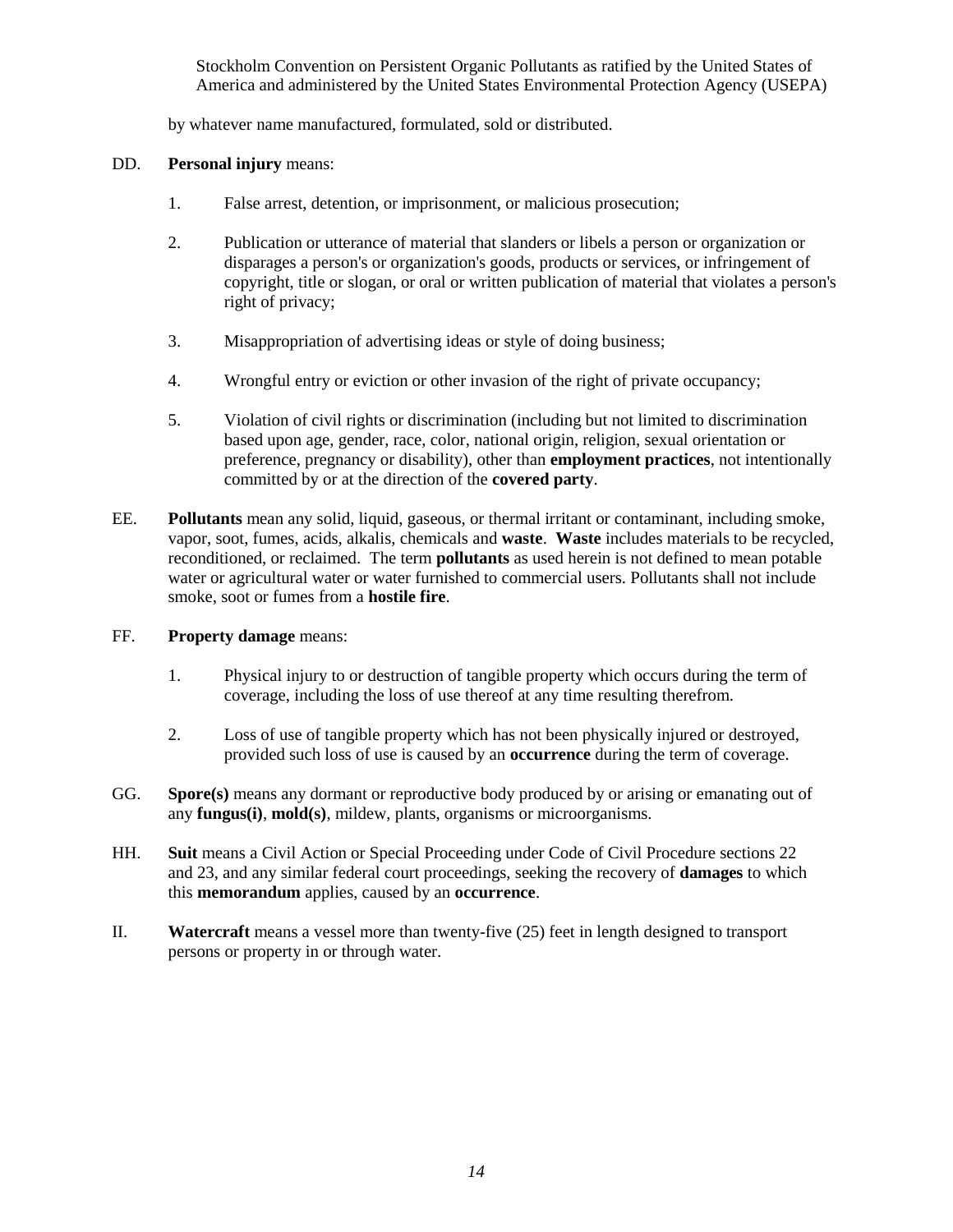Stockholm Convention on Persistent Organic Pollutants as ratified by the United States of America and administered by the United States Environmental Protection Agency (USEPA)

by whatever name manufactured, formulated, sold or distributed.

DD. **Personal injury** means:

1. False arrest, detention, or imprisonment, or malicious prosecution;

2. Publication or utterance of material that slanders or libels a person or organization or disparages a person's or organization's goods, products or services, or infringement of copyright, title or slogan, or oral or written publication of material that violates a person's right of privacy;

3. Misappropriation of advertising ideas or style of doing business;

4. Wrongful entry or eviction or other invasion of the right of private occupancy;

5. Violation of civil rights or discrimination (including but not limited to discrimination based upon age, gender, race, color, national origin, religion, sexual orientation or preference, pregnancy or disability), other than **employment practices**, not intentionally committed by or at the direction of the **covered party**.

EE. **Pollutants** mean any solid, liquid, gaseous, or thermal irritant or contaminant, including smoke, vapor, soot, fumes, acids, alkalis, chemicals and **waste**. **Waste** includes materials to be recycled, reconditioned, or reclaimed. The term **pollutants** as used herein is not defined to mean potable water or agricultural water or water furnished to commercial users. Pollutants shall not include smoke, soot or fumes from a **hostile fire**.

FF. **Property damage** means:

1. Physical injury to or destruction of tangible property which occurs during the term of coverage, including the loss of use thereof at any time resulting therefrom.

2. Loss of use of tangible property which has not been physically injured or destroyed, provided such loss of use is caused by an **occurrence** during the term of coverage.

GG. **Spore(s)** means any dormant or reproductive body produced by or arising or emanating out of any **fungus(i)**, **mold(s)**, mildew, plants, organisms or microorganisms.

HH. **Suit** means a Civil Action or Special Proceeding under Code of Civil Procedure sections 22 and 23, and any similar federal court proceedings, seeking the recovery of **damages** to which this **memorandum** applies, caused by an **occurrence**.

II. **Watercraft** means a vessel more than twenty-five (25) feet in length designed to transport persons or property in or through water.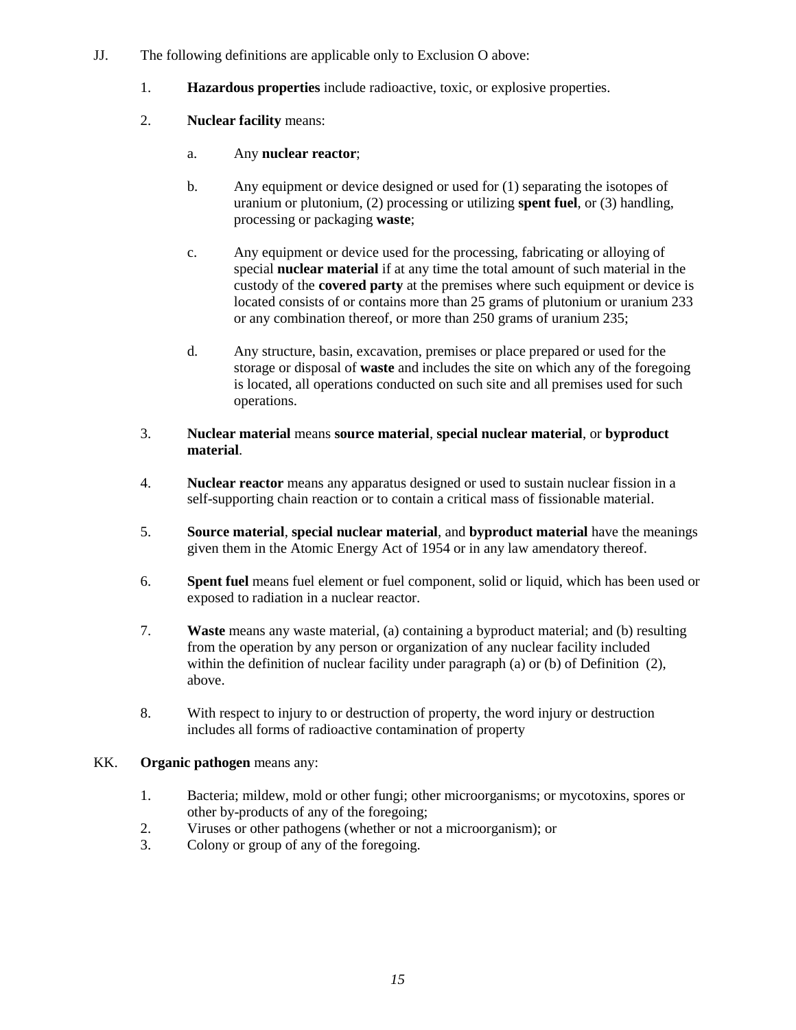JJ. The following definitions are applicable only to Exclusion O above:

1. **Hazardous properties** include radioactive, toxic, or explosive properties.

2. **Nuclear facility** means:

   a. Any **nuclear reactor**;

   b. Any equipment or device designed or used for (1) separating the isotopes of uranium or plutonium, (2) processing or utilizing **spent fuel**, or (3) handling, processing or packaging **waste**;

   c. Any equipment or device used for the processing, fabricating or alloying of special **nuclear material** if at any time the total amount of such material in the custody of the **covered party** at the premises where such equipment or device is located consists of or contains more than 25 grams of plutonium or uranium 233 or any combination thereof, or more than 250 grams of uranium 235;

   d. Any structure, basin, excavation, premises or place prepared or used for the storage or disposal of **waste** and includes the site on which any of the foregoing is located, all operations conducted on such site and all premises used for such operations.

3. **Nuclear material** means **source material**, **special nuclear material**, or **byproduct material**.

4. **Nuclear reactor** means any apparatus designed or used to sustain nuclear fission in a self-supporting chain reaction or to contain a critical mass of fissionable material.

5. **Source material**, **special nuclear material**, and **byproduct material** have the meanings given them in the Atomic Energy Act of 1954 or in any law amendatory thereof.

6. **Spent fuel** means fuel element or fuel component, solid or liquid, which has been used or exposed to radiation in a nuclear reactor.

7. **Waste** means any waste material, (a) containing a byproduct material; and (b) resulting from the operation by any person or organization of any nuclear facility included within the definition of nuclear facility under paragraph (a) or (b) of Definition (2), above.

8. With respect to injury to or destruction of property, the word injury or destruction includes all forms of radioactive contamination of property

KK. **Organic pathogen** means any:

1. Bacteria; mildew, mold or other fungi; other microorganisms; or mycotoxins, spores or other by-products of any of the foregoing;
2. Viruses or other pathogens (whether or not a microorganism); or
3. Colony or group of any of the foregoing.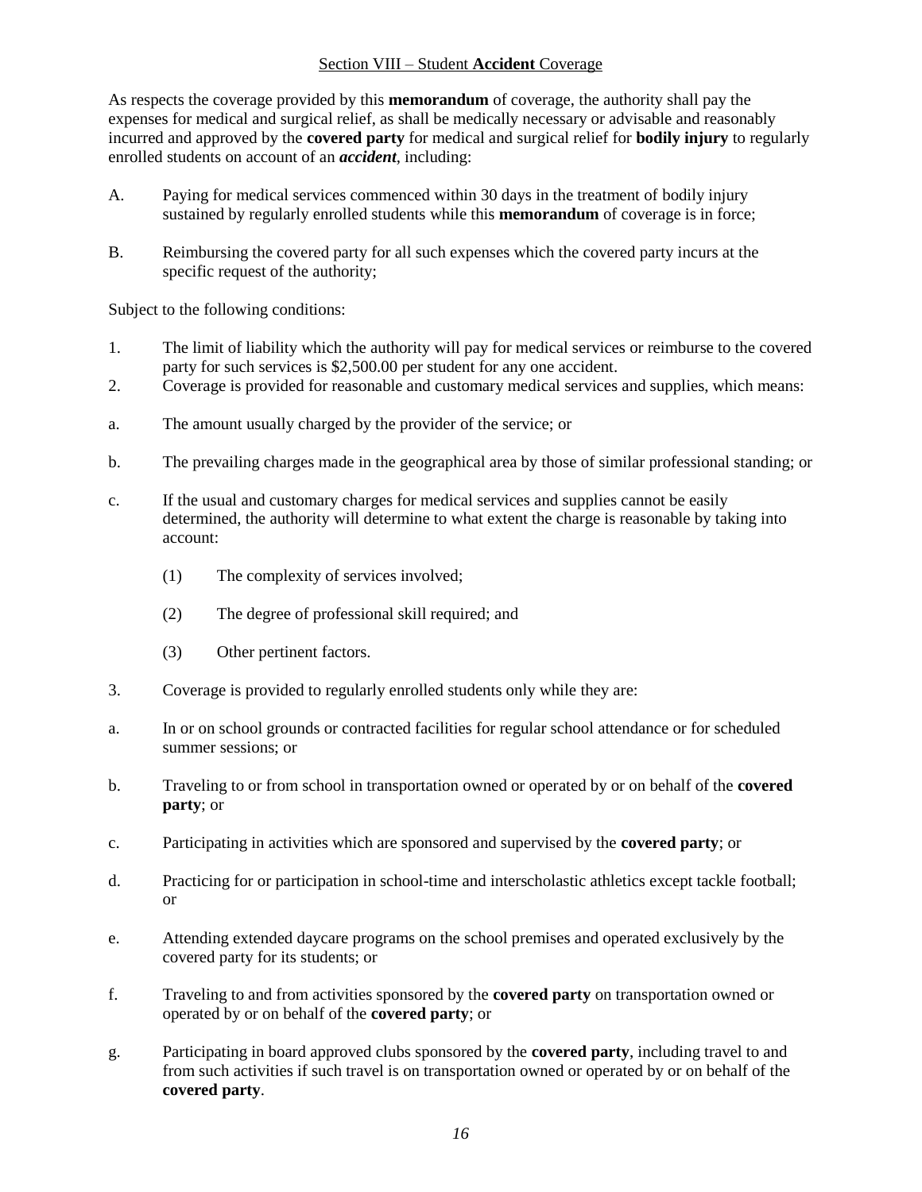## Section VIII – Student **Accident** Coverage

As respects the coverage provided by this **memorandum** of coverage, the authority shall pay the expenses for medical and surgical relief, as shall be medically necessary or advisable and reasonably incurred and approved by the **covered party** for medical and surgical relief for **bodily injury** to regularly enrolled students on account of an ***accident***, including:

A. Paying for medical services commenced within 30 days in the treatment of bodily injury sustained by regularly enrolled students while this **memorandum** of coverage is in force;

B. Reimbursing the covered party for all such expenses which the covered party incurs at the specific request of the authority;

Subject to the following conditions:

1. The limit of liability which the authority will pay for medical services or reimburse to the covered party for such services is $2,500.00 per student for any one accident.
2. Coverage is provided for reasonable and customary medical services and supplies, which means:

a. The amount usually charged by the provider of the service; or

b. The prevailing charges made in the geographical area by those of similar professional standing; or

c. If the usual and customary charges for medical services and supplies cannot be easily determined, the authority will determine to what extent the charge is reasonable by taking into account:

   (1) The complexity of services involved;

   (2) The degree of professional skill required; and

   (3) Other pertinent factors.

3. Coverage is provided to regularly enrolled students only while they are:

a. In or on school grounds or contracted facilities for regular school attendance or for scheduled summer sessions; or

b. Traveling to or from school in transportation owned or operated by or on behalf of the **covered party**; or

c. Participating in activities which are sponsored and supervised by the **covered party**; or

d. Practicing for or participation in school-time and interscholastic athletics except tackle football; or

e. Attending extended daycare programs on the school premises and operated exclusively by the covered party for its students; or

f. Traveling to and from activities sponsored by the **covered party** on transportation owned or operated by or on behalf of the **covered party**; or

g. Participating in board approved clubs sponsored by the **covered party**, including travel to and from such activities if such travel is on transportation owned or operated by or on behalf of the **covered party**.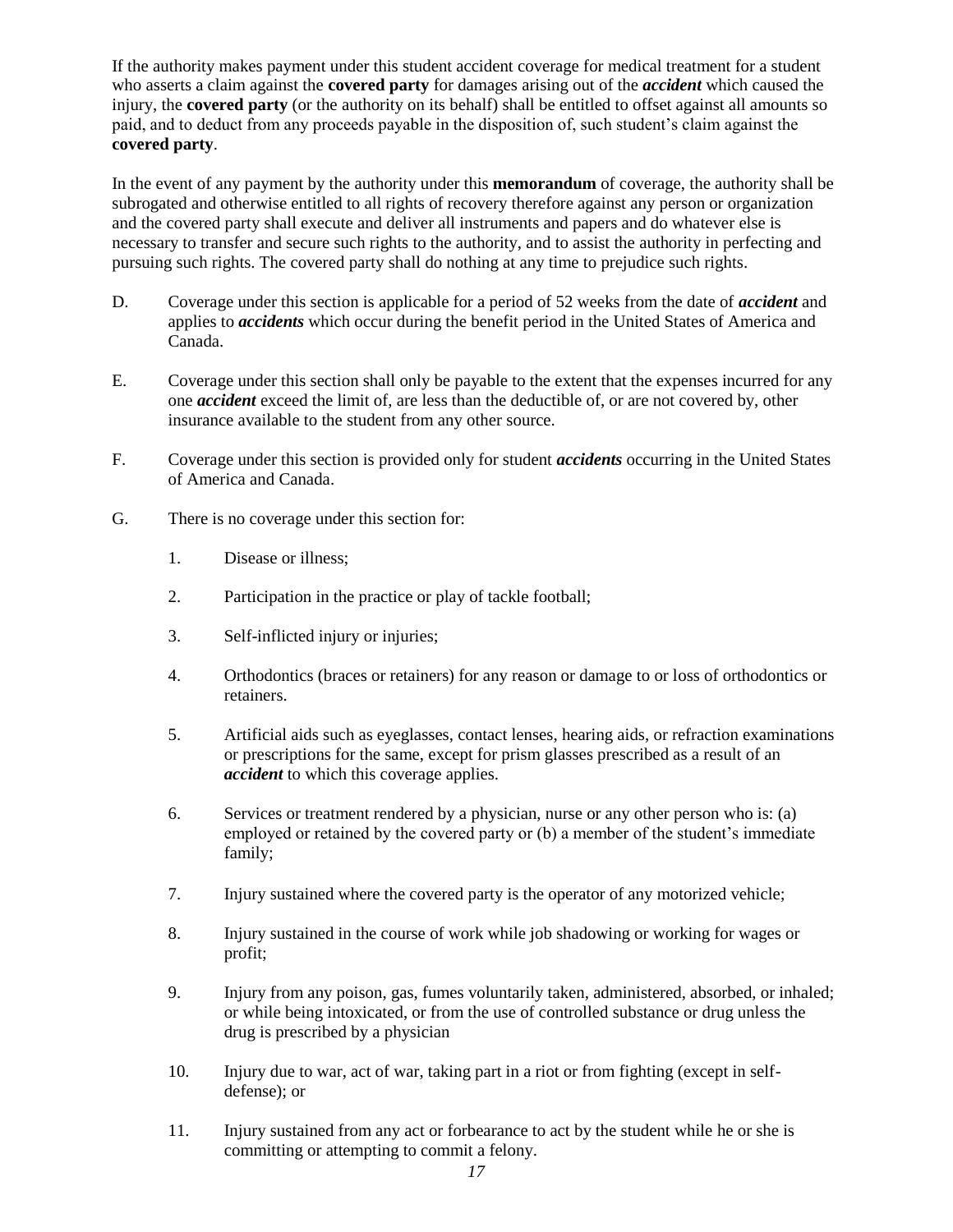If the authority makes payment under this student accident coverage for medical treatment for a student who asserts a claim against the **covered party** for damages arising out of the ***accident*** which caused the injury, the **covered party** (or the authority on its behalf) shall be entitled to offset against all amounts so paid, and to deduct from any proceeds payable in the disposition of, such student's claim against the **covered party**.

In the event of any payment by the authority under this **memorandum** of coverage, the authority shall be subrogated and otherwise entitled to all rights of recovery therefore against any person or organization and the covered party shall execute and deliver all instruments and papers and do whatever else is necessary to transfer and secure such rights to the authority, and to assist the authority in perfecting and pursuing such rights. The covered party shall do nothing at any time to prejudice such rights.

D. Coverage under this section is applicable for a period of 52 weeks from the date of ***accident*** and applies to ***accidents*** which occur during the benefit period in the United States of America and Canada.

E. Coverage under this section shall only be payable to the extent that the expenses incurred for any one ***accident*** exceed the limit of, are less than the deductible of, or are not covered by, other insurance available to the student from any other source.

F. Coverage under this section is provided only for student ***accidents*** occurring in the United States of America and Canada.

G. There is no coverage under this section for:

   1. Disease or illness;

   2. Participation in the practice or play of tackle football;

   3. Self-inflicted injury or injuries;

   4. Orthodontics (braces or retainers) for any reason or damage to or loss of orthodontics or retainers.

   5. Artificial aids such as eyeglasses, contact lenses, hearing aids, or refraction examinations or prescriptions for the same, except for prism glasses prescribed as a result of an ***accident*** to which this coverage applies.

   6. Services or treatment rendered by a physician, nurse or any other person who is: (a) employed or retained by the covered party or (b) a member of the student's immediate family;

   7. Injury sustained where the covered party is the operator of any motorized vehicle;

   8. Injury sustained in the course of work while job shadowing or working for wages or profit;

   9. Injury from any poison, gas, fumes voluntarily taken, administered, absorbed, or inhaled; or while being intoxicated, or from the use of controlled substance or drug unless the drug is prescribed by a physician

   10. Injury due to war, act of war, taking part in a riot or from fighting (except in self-defense); or

   11. Injury sustained from any act or forbearance to act by the student while he or she is committing or attempting to commit a felony.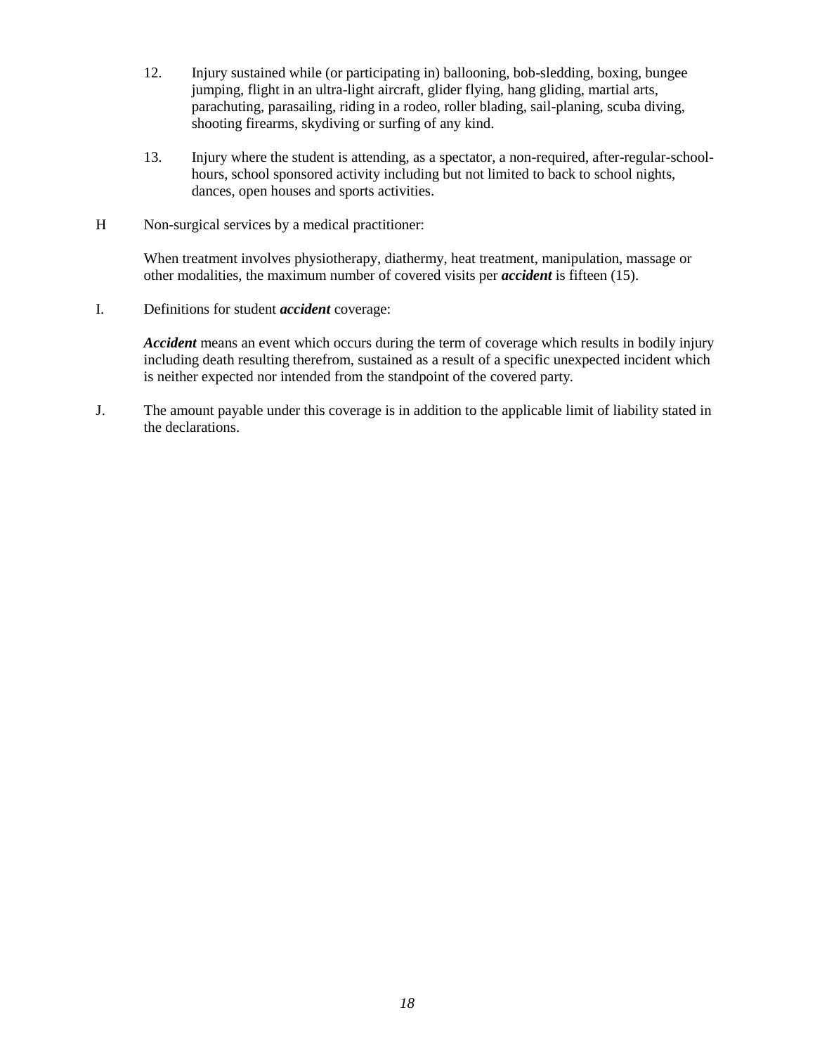12. Injury sustained while (or participating in) ballooning, bob-sledding, boxing, bungee jumping, flight in an ultra-light aircraft, glider flying, hang gliding, martial arts, parachuting, parasailing, riding in a rodeo, roller blading, sail-planing, scuba diving, shooting firearms, skydiving or surfing of any kind.

13. Injury where the student is attending, as a spectator, a non-required, after-regular-school-hours, school sponsored activity including but not limited to back to school nights, dances, open houses and sports activities.

H Non-surgical services by a medical practitioner:

When treatment involves physiotherapy, diathermy, heat treatment, manipulation, massage or other modalities, the maximum number of covered visits per ***accident*** is fifteen (15).

I. Definitions for student ***accident*** coverage:

***Accident*** means an event which occurs during the term of coverage which results in bodily injury including death resulting therefrom, sustained as a result of a specific unexpected incident which is neither expected nor intended from the standpoint of the covered party.

J. The amount payable under this coverage is in addition to the applicable limit of liability stated in the declarations.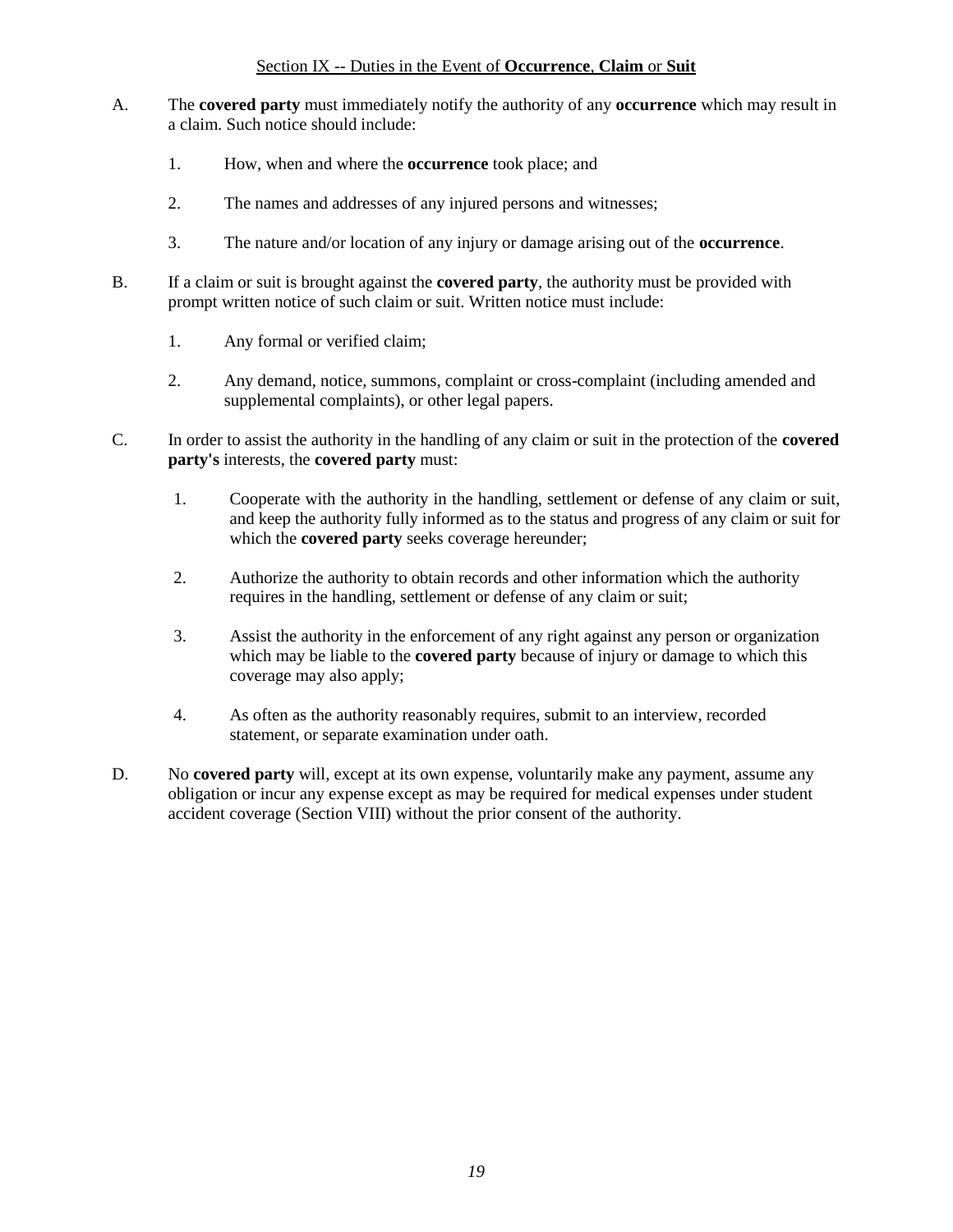## Section IX -- Duties in the Event of **Occurrence**, **Claim** or **Suit**

A. The **covered party** must immediately notify the authority of any **occurrence** which may result in a claim. Such notice should include:

1. How, when and where the **occurrence** took place; and

2. The names and addresses of any injured persons and witnesses;

3. The nature and/or location of any injury or damage arising out of the **occurrence**.

B. If a claim or suit is brought against the **covered party**, the authority must be provided with prompt written notice of such claim or suit. Written notice must include:

1. Any formal or verified claim;

2. Any demand, notice, summons, complaint or cross-complaint (including amended and supplemental complaints), or other legal papers.

C. In order to assist the authority in the handling of any claim or suit in the protection of the **covered party's** interests, the **covered party** must:

1. Cooperate with the authority in the handling, settlement or defense of any claim or suit, and keep the authority fully informed as to the status and progress of any claim or suit for which the **covered party** seeks coverage hereunder;

2. Authorize the authority to obtain records and other information which the authority requires in the handling, settlement or defense of any claim or suit;

3. Assist the authority in the enforcement of any right against any person or organization which may be liable to the **covered party** because of injury or damage to which this coverage may also apply;

4. As often as the authority reasonably requires, submit to an interview, recorded statement, or separate examination under oath.

D. No **covered party** will, except at its own expense, voluntarily make any payment, assume any obligation or incur any expense except as may be required for medical expenses under student accident coverage (Section VIII) without the prior consent of the authority.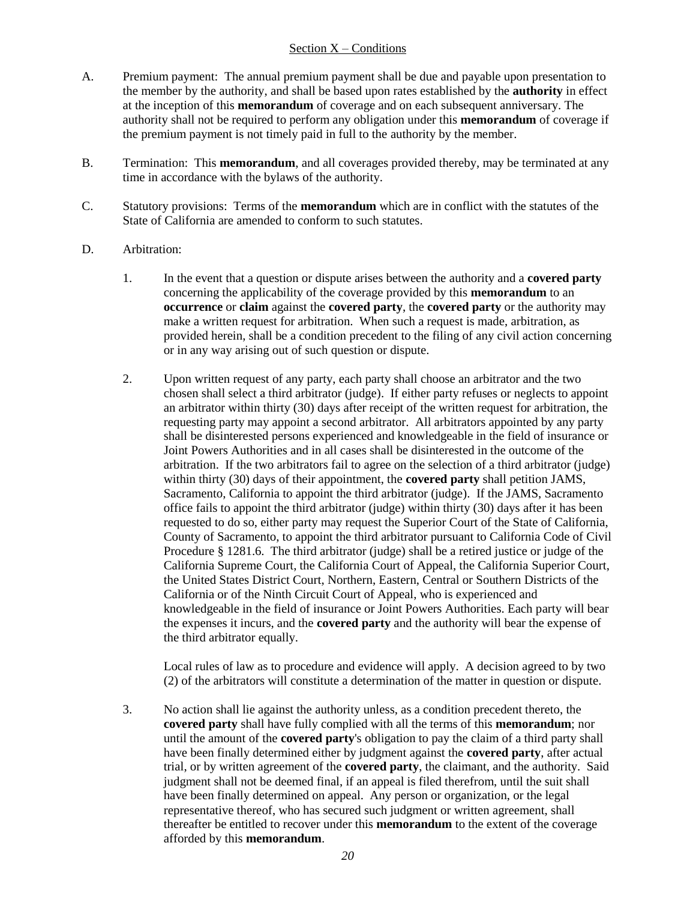## Section X – Conditions

A. Premium payment: The annual premium payment shall be due and payable upon presentation to the member by the authority, and shall be based upon rates established by the **authority** in effect at the inception of this **memorandum** of coverage and on each subsequent anniversary. The authority shall not be required to perform any obligation under this **memorandum** of coverage if the premium payment is not timely paid in full to the authority by the member.

B. Termination: This **memorandum**, and all coverages provided thereby, may be terminated at any time in accordance with the bylaws of the authority.

C. Statutory provisions: Terms of the **memorandum** which are in conflict with the statutes of the State of California are amended to conform to such statutes.

D. Arbitration:

1. In the event that a question or dispute arises between the authority and a **covered party** concerning the applicability of the coverage provided by this **memorandum** to an **occurrence** or **claim** against the **covered party**, the **covered party** or the authority may make a written request for arbitration. When such a request is made, arbitration, as provided herein, shall be a condition precedent to the filing of any civil action concerning or in any way arising out of such question or dispute.

2. Upon written request of any party, each party shall choose an arbitrator and the two chosen shall select a third arbitrator (judge). If either party refuses or neglects to appoint an arbitrator within thirty (30) days after receipt of the written request for arbitration, the requesting party may appoint a second arbitrator. All arbitrators appointed by any party shall be disinterested persons experienced and knowledgeable in the field of insurance or Joint Powers Authorities and in all cases shall be disinterested in the outcome of the arbitration. If the two arbitrators fail to agree on the selection of a third arbitrator (judge) within thirty (30) days of their appointment, the **covered party** shall petition JAMS, Sacramento, California to appoint the third arbitrator (judge). If the JAMS, Sacramento office fails to appoint the third arbitrator (judge) within thirty (30) days after it has been requested to do so, either party may request the Superior Court of the State of California, County of Sacramento, to appoint the third arbitrator pursuant to California Code of Civil Procedure § 1281.6. The third arbitrator (judge) shall be a retired justice or judge of the California Supreme Court, the California Court of Appeal, the California Superior Court, the United States District Court, Northern, Eastern, Central or Southern Districts of the California or of the Ninth Circuit Court of Appeal, who is experienced and knowledgeable in the field of insurance or Joint Powers Authorities. Each party will bear the expenses it incurs, and the **covered party** and the authority will bear the expense of the third arbitrator equally.

   Local rules of law as to procedure and evidence will apply. A decision agreed to by two (2) of the arbitrators will constitute a determination of the matter in question or dispute.

3. No action shall lie against the authority unless, as a condition precedent thereto, the **covered party** shall have fully complied with all the terms of this **memorandum**; nor until the amount of the **covered party**'s obligation to pay the claim of a third party shall have been finally determined either by judgment against the **covered party**, after actual trial, or by written agreement of the **covered party**, the claimant, and the authority. Said judgment shall not be deemed final, if an appeal is filed therefrom, until the suit shall have been finally determined on appeal. Any person or organization, or the legal representative thereof, who has secured such judgment or written agreement, shall thereafter be entitled to recover under this **memorandum** to the extent of the coverage afforded by this **memorandum**.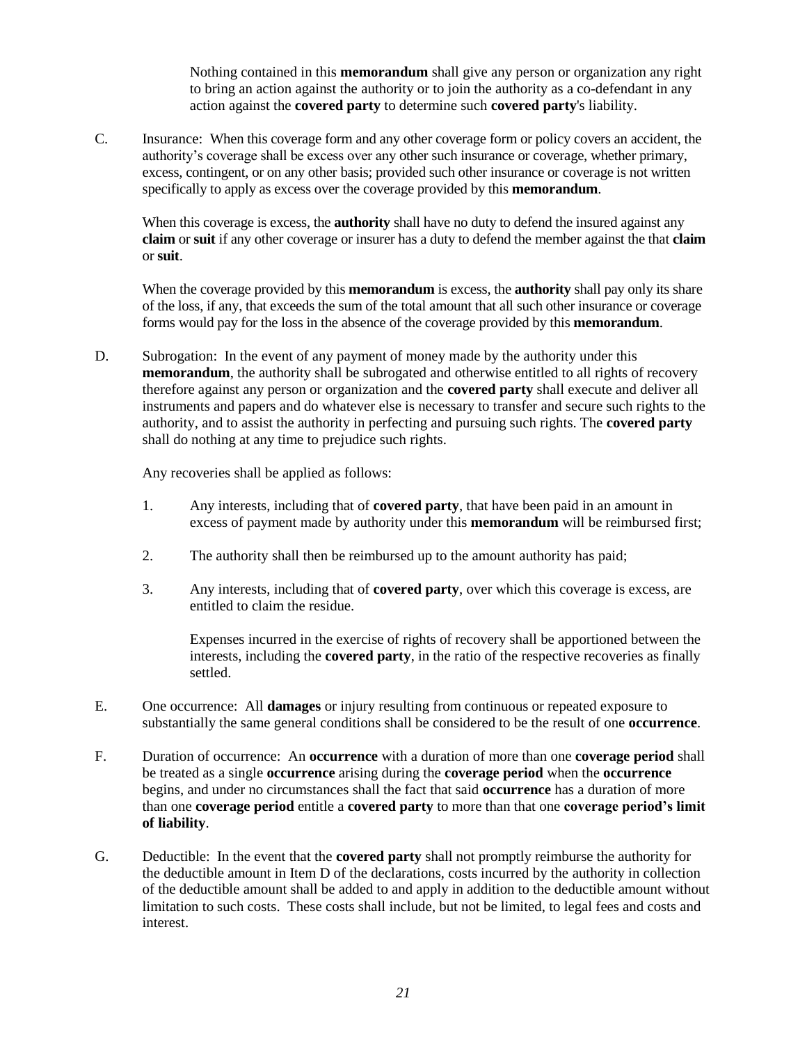Nothing contained in this **memorandum** shall give any person or organization any right to bring an action against the authority or to join the authority as a co-defendant in any action against the **covered party** to determine such **covered party**'s liability.

C. Insurance: When this coverage form and any other coverage form or policy covers an accident, the authority's coverage shall be excess over any other such insurance or coverage, whether primary, excess, contingent, or on any other basis; provided such other insurance or coverage is not written specifically to apply as excess over the coverage provided by this **memorandum**.

When this coverage is excess, the **authority** shall have no duty to defend the insured against any **claim** or **suit** if any other coverage or insurer has a duty to defend the member against the that **claim** or **suit**.

When the coverage provided by this **memorandum** is excess, the **authority** shall pay only its share of the loss, if any, that exceeds the sum of the total amount that all such other insurance or coverage forms would pay for the loss in the absence of the coverage provided by this **memorandum**.

D. Subrogation: In the event of any payment of money made by the authority under this **memorandum**, the authority shall be subrogated and otherwise entitled to all rights of recovery therefore against any person or organization and the **covered party** shall execute and deliver all instruments and papers and do whatever else is necessary to transfer and secure such rights to the authority, and to assist the authority in perfecting and pursuing such rights. The **covered party** shall do nothing at any time to prejudice such rights.

Any recoveries shall be applied as follows:

1. Any interests, including that of **covered party**, that have been paid in an amount in excess of payment made by authority under this **memorandum** will be reimbursed first;

2. The authority shall then be reimbursed up to the amount authority has paid;

3. Any interests, including that of **covered party**, over which this coverage is excess, are entitled to claim the residue.

   Expenses incurred in the exercise of rights of recovery shall be apportioned between the interests, including the **covered party**, in the ratio of the respective recoveries as finally settled.

E. One occurrence: All **damages** or injury resulting from continuous or repeated exposure to substantially the same general conditions shall be considered to be the result of one **occurrence**.

F. Duration of occurrence: An **occurrence** with a duration of more than one **coverage period** shall be treated as a single **occurrence** arising during the **coverage period** when the **occurrence** begins, and under no circumstances shall the fact that said **occurrence** has a duration of more than one **coverage period** entitle a **covered party** to more than that one **coverage period's limit of liability**.

G. Deductible: In the event that the **covered party** shall not promptly reimburse the authority for the deductible amount in Item D of the declarations, costs incurred by the authority in collection of the deductible amount shall be added to and apply in addition to the deductible amount without limitation to such costs. These costs shall include, but not be limited, to legal fees and costs and interest.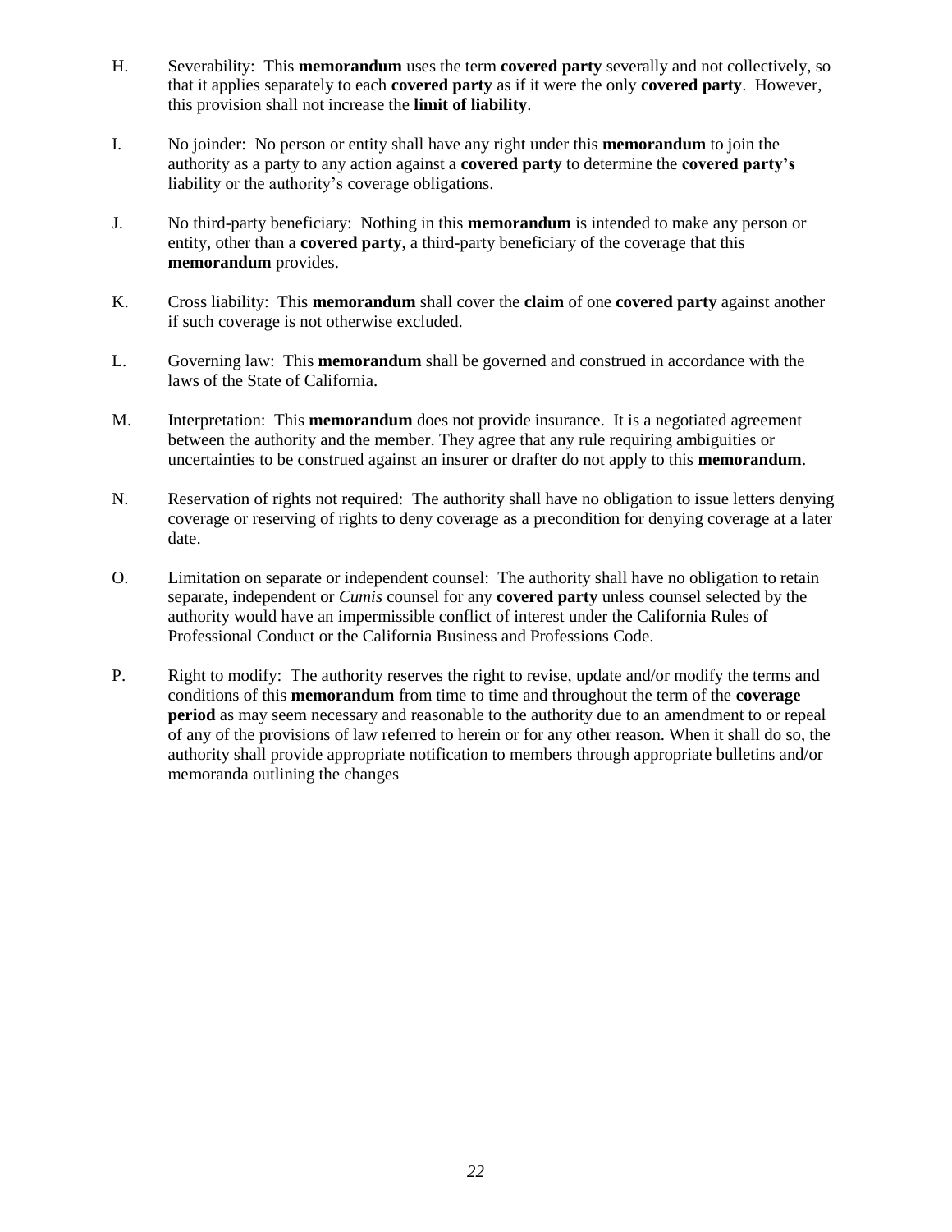H. Severability: This **memorandum** uses the term **covered party** severally and not collectively, so that it applies separately to each **covered party** as if it were the only **covered party**. However, this provision shall not increase the **limit of liability**.

I. No joinder: No person or entity shall have any right under this **memorandum** to join the authority as a party to any action against a **covered party** to determine the **covered party's** liability or the authority's coverage obligations.

J. No third-party beneficiary: Nothing in this **memorandum** is intended to make any person or entity, other than a **covered party**, a third-party beneficiary of the coverage that this **memorandum** provides.

K. Cross liability: This **memorandum** shall cover the **claim** of one **covered party** against another if such coverage is not otherwise excluded.

L. Governing law: This **memorandum** shall be governed and construed in accordance with the laws of the State of California.

M. Interpretation: This **memorandum** does not provide insurance. It is a negotiated agreement between the authority and the member. They agree that any rule requiring ambiguities or uncertainties to be construed against an insurer or drafter do not apply to this **memorandum**.

N. Reservation of rights not required: The authority shall have no obligation to issue letters denying coverage or reserving of rights to deny coverage as a precondition for denying coverage at a later date.

O. Limitation on separate or independent counsel: The authority shall have no obligation to retain separate, independent or *Cumis* counsel for any **covered party** unless counsel selected by the authority would have an impermissible conflict of interest under the California Rules of Professional Conduct or the California Business and Professions Code.

P. Right to modify: The authority reserves the right to revise, update and/or modify the terms and conditions of this **memorandum** from time to time and throughout the term of the **coverage period** as may seem necessary and reasonable to the authority due to an amendment to or repeal of any of the provisions of law referred to herein or for any other reason. When it shall do so, the authority shall provide appropriate notification to members through appropriate bulletins and/or memoranda outlining the changes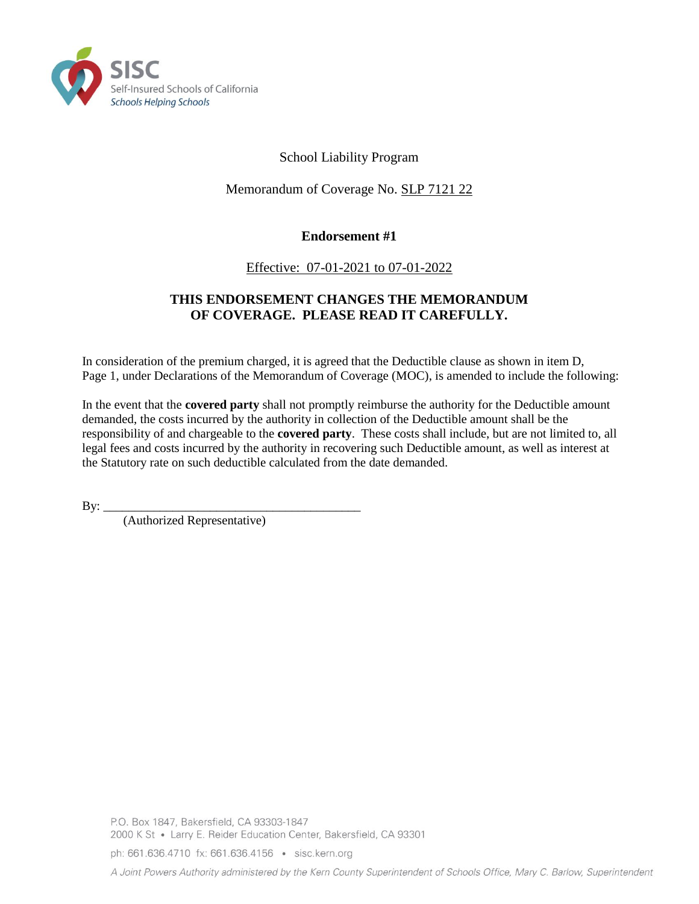SISC
Self-Insured Schools of California
*Schools Helping Schools*

School Liability Program

Memorandum of Coverage No. SLP 7121 22

**Endorsement #1**

Effective: 07-01-2021 to 07-01-2022

**THIS ENDORSEMENT CHANGES THE MEMORANDUM OF COVERAGE. PLEASE READ IT CAREFULLY.**

In consideration of the premium charged, it is agreed that the Deductible clause as shown in item D, Page 1, under Declarations of the Memorandum of Coverage (MOC), is amended to include the following:

In the event that the **covered party** shall not promptly reimburse the authority for the Deductible amount demanded, the costs incurred by the authority in collection of the Deductible amount shall be the responsibility of and chargeable to the **covered party**. These costs shall include, but are not limited to, all legal fees and costs incurred by the authority in recovering such Deductible amount, as well as interest at the Statutory rate on such deductible calculated from the date demanded.

By: ________________________________________
(Authorized Representative)

P.O. Box 1847, Bakersfield, CA 93303-1847
2000 K St • Larry E. Reider Education Center, Bakersfield, CA 93301
ph: 661.636.4710 fx: 661.636.4156 • sisc.kern.org
*A Joint Powers Authority administered by the Kern County Superintendent of Schools Office, Mary C. Barlow, Superintendent*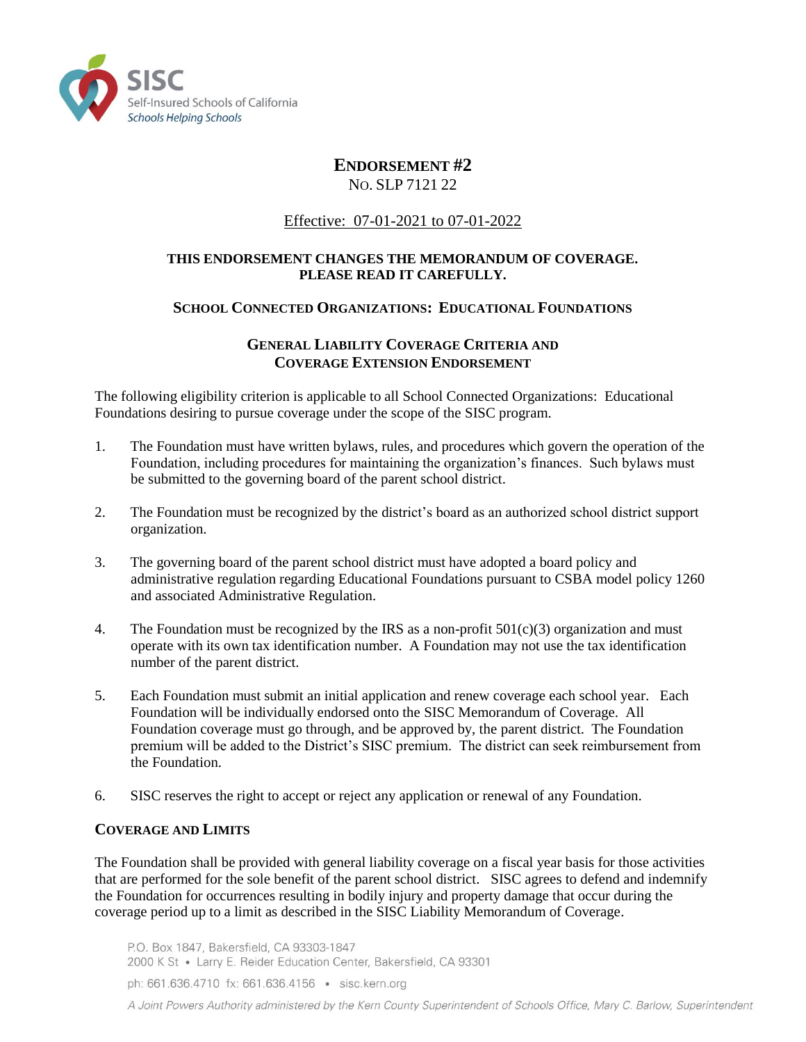# Endorsement #2

No. SLP 7121 22

Effective: 07-01-2021 to 07-01-2022

**THIS ENDORSEMENT CHANGES THE MEMORANDUM OF COVERAGE. PLEASE READ IT CAREFULLY.**

## School Connected Organizations: Educational Foundations

## General Liability Coverage Criteria and Coverage Extension Endorsement

The following eligibility criterion is applicable to all School Connected Organizations: Educational Foundations desiring to pursue coverage under the scope of the SISC program.

1. The Foundation must have written bylaws, rules, and procedures which govern the operation of the Foundation, including procedures for maintaining the organization's finances. Such bylaws must be submitted to the governing board of the parent school district.

2. The Foundation must be recognized by the district's board as an authorized school district support organization.

3. The governing board of the parent school district must have adopted a board policy and administrative regulation regarding Educational Foundations pursuant to CSBA model policy 1260 and associated Administrative Regulation.

4. The Foundation must be recognized by the IRS as a non-profit 501(c)(3) organization and must operate with its own tax identification number. A Foundation may not use the tax identification number of the parent district.

5. Each Foundation must submit an initial application and renew coverage each school year. Each Foundation will be individually endorsed onto the SISC Memorandum of Coverage. All Foundation coverage must go through, and be approved by, the parent district. The Foundation premium will be added to the District's SISC premium. The district can seek reimbursement from the Foundation.

6. SISC reserves the right to accept or reject any application or renewal of any Foundation.

### Coverage and Limits

The Foundation shall be provided with general liability coverage on a fiscal year basis for those activities that are performed for the sole benefit of the parent school district. SISC agrees to defend and indemnify the Foundation for occurrences resulting in bodily injury and property damage that occur during the coverage period up to a limit as described in the SISC Liability Memorandum of Coverage.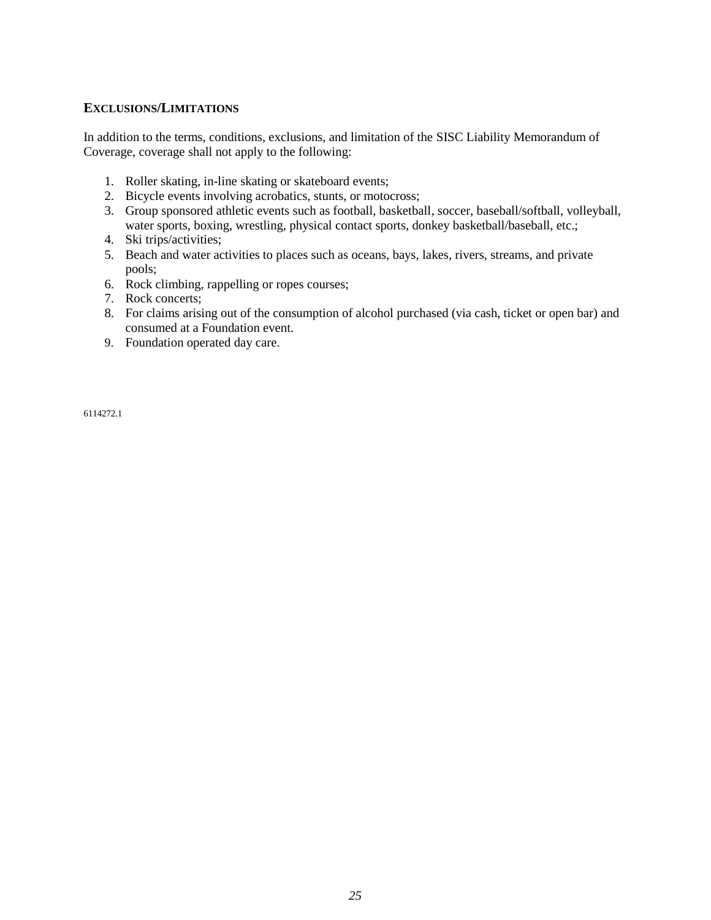## EXCLUSIONS/LIMITATIONS

In addition to the terms, conditions, exclusions, and limitation of the SISC Liability Memorandum of Coverage, coverage shall not apply to the following:

1. Roller skating, in-line skating or skateboard events;
2. Bicycle events involving acrobatics, stunts, or motocross;
3. Group sponsored athletic events such as football, basketball, soccer, baseball/softball, volleyball, water sports, boxing, wrestling, physical contact sports, donkey basketball/baseball, etc.;
4. Ski trips/activities;
5. Beach and water activities to places such as oceans, bays, lakes, rivers, streams, and private pools;
6. Rock climbing, rappelling or ropes courses;
7. Rock concerts;
8. For claims arising out of the consumption of alcohol purchased (via cash, ticket or open bar) and consumed at a Foundation event.
9. Foundation operated day care.

6114272.1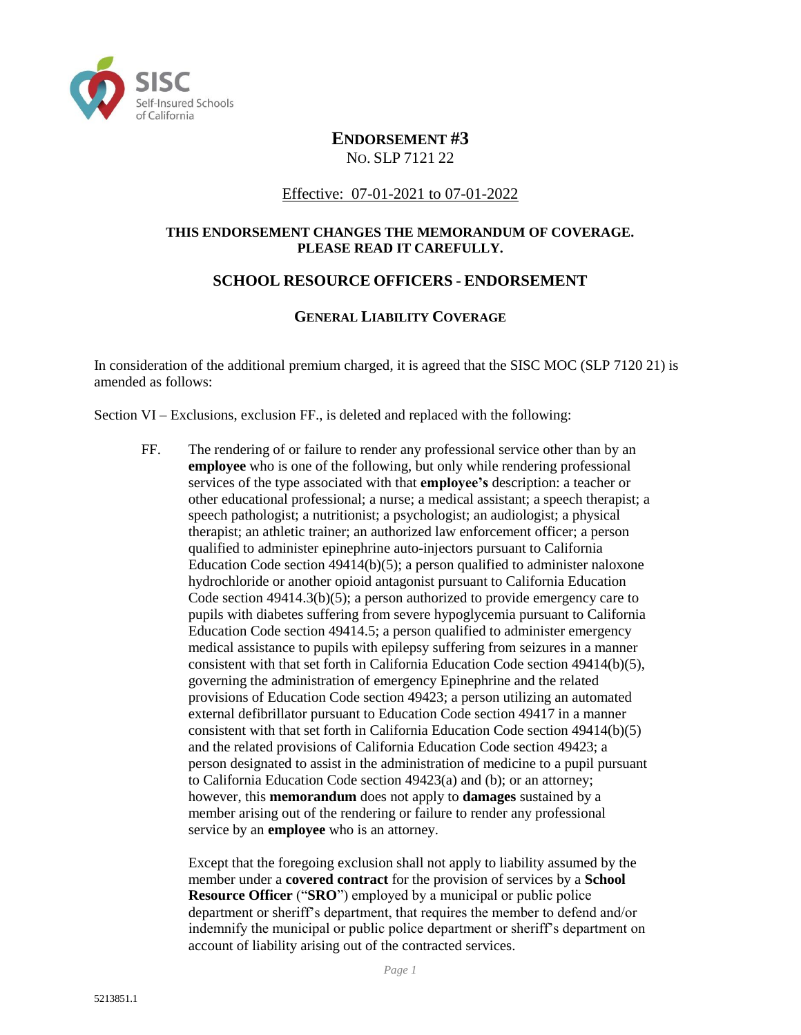SISC
Self-Insured Schools of California

# ENDORSEMENT #3

NO. SLP 7121 22

Effective: 07-01-2021 to 07-01-2022

**THIS ENDORSEMENT CHANGES THE MEMORANDUM OF COVERAGE. PLEASE READ IT CAREFULLY.**

## SCHOOL RESOURCE OFFICERS - ENDORSEMENT

### GENERAL LIABILITY COVERAGE

In consideration of the additional premium charged, it is agreed that the SISC MOC (SLP 7120 21) is amended as follows:

Section VI – Exclusions, exclusion FF., is deleted and replaced with the following:

FF. The rendering of or failure to render any professional service other than by an **employee** who is one of the following, but only while rendering professional services of the type associated with that **employee's** description: a teacher or other educational professional; a nurse; a medical assistant; a speech therapist; a speech pathologist; a nutritionist; a psychologist; an audiologist; a physical therapist; an athletic trainer; an authorized law enforcement officer; a person qualified to administer epinephrine auto-injectors pursuant to California Education Code section 49414(b)(5); a person qualified to administer naloxone hydrochloride or another opioid antagonist pursuant to California Education Code section 49414.3(b)(5); a person authorized to provide emergency care to pupils with diabetes suffering from severe hypoglycemia pursuant to California Education Code section 49414.5; a person qualified to administer emergency medical assistance to pupils with epilepsy suffering from seizures in a manner consistent with that set forth in California Education Code section 49414(b)(5), governing the administration of emergency Epinephrine and the related provisions of Education Code section 49423; a person utilizing an automated external defibrillator pursuant to Education Code section 49417 in a manner consistent with that set forth in California Education Code section 49414(b)(5) and the related provisions of California Education Code section 49423; a person designated to assist in the administration of medicine to a pupil pursuant to California Education Code section 49423(a) and (b); or an attorney; however, this **memorandum** does not apply to **damages** sustained by a member arising out of the rendering or failure to render any professional service by an **employee** who is an attorney.

Except that the foregoing exclusion shall not apply to liability assumed by the member under a **covered contract** for the provision of services by a **School Resource Officer** ("**SRO**") employed by a municipal or public police department or sheriff's department, that requires the member to defend and/or indemnify the municipal or public police department or sheriff's department on account of liability arising out of the contracted services.

5213851.1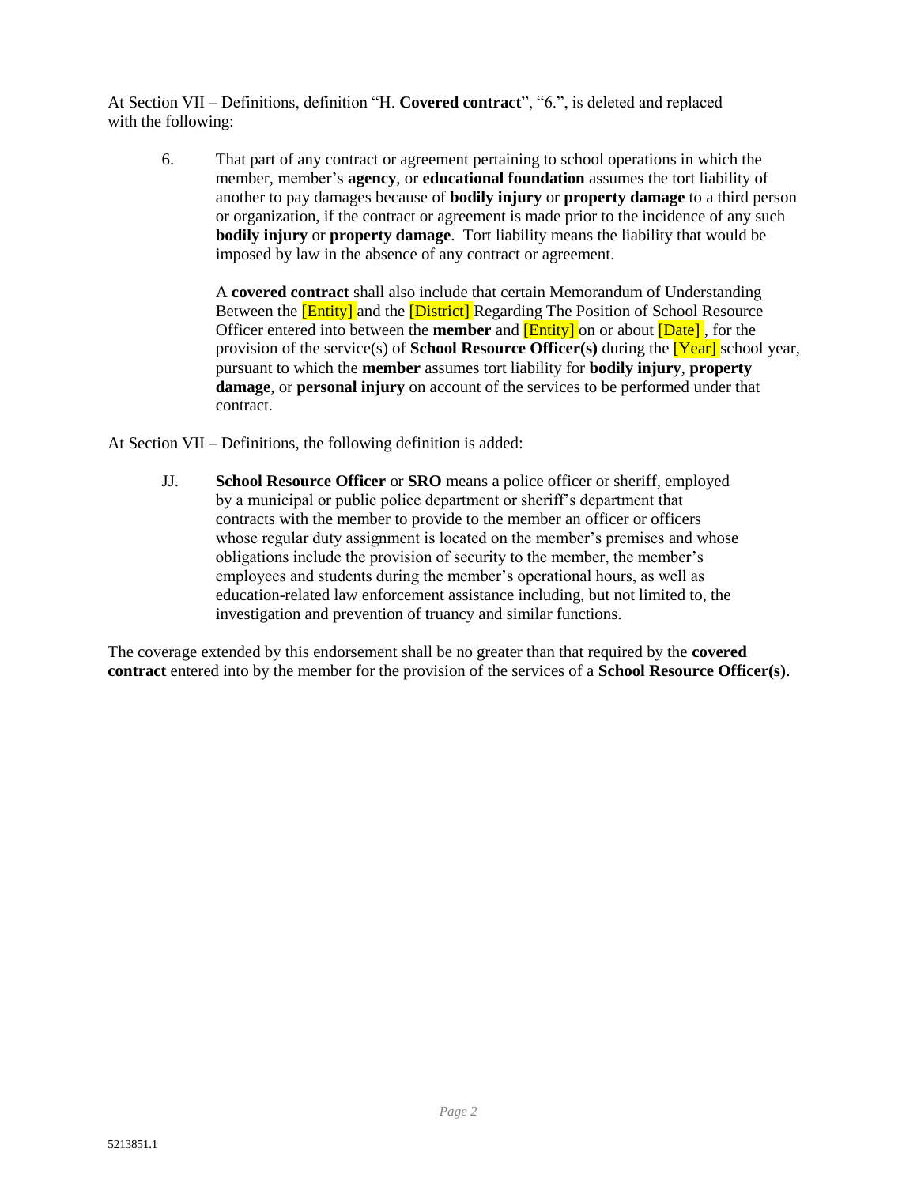At Section VII – Definitions, definition "H. **Covered contract**", "6.", is deleted and replaced with the following:

6. That part of any contract or agreement pertaining to school operations in which the member, member's **agency**, or **educational foundation** assumes the tort liability of another to pay damages because of **bodily injury** or **property damage** to a third person or organization, if the contract or agreement is made prior to the incidence of any such **bodily injury** or **property damage**. Tort liability means the liability that would be imposed by law in the absence of any contract or agreement.

   A **covered contract** shall also include that certain Memorandum of Understanding Between the [Entity] and the [District] Regarding The Position of School Resource Officer entered into between the **member** and [Entity] on or about [Date] , for the provision of the service(s) of **School Resource Officer(s)** during the [Year] school year, pursuant to which the **member** assumes tort liability for **bodily injury**, **property damage**, or **personal injury** on account of the services to be performed under that contract.

At Section VII – Definitions, the following definition is added:

JJ. **School Resource Officer** or **SRO** means a police officer or sheriff, employed by a municipal or public police department or sheriff's department that contracts with the member to provide to the member an officer or officers whose regular duty assignment is located on the member's premises and whose obligations include the provision of security to the member, the member's employees and students during the member's operational hours, as well as education-related law enforcement assistance including, but not limited to, the investigation and prevention of truancy and similar functions.

The coverage extended by this endorsement shall be no greater than that required by the **covered contract** entered into by the member for the provision of the services of a **School Resource Officer(s)**.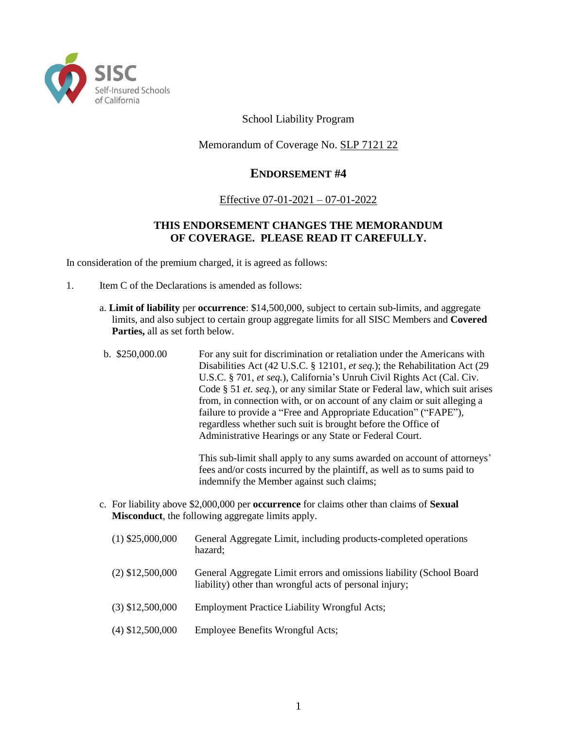SISC Self-Insured Schools of California

School Liability Program

Memorandum of Coverage No. SLP 7121 22

## ENDORSEMENT #4

Effective 07-01-2021 – 07-01-2022

**THIS ENDORSEMENT CHANGES THE MEMORANDUM OF COVERAGE. PLEASE READ IT CAREFULLY.**

In consideration of the premium charged, it is agreed as follows:

1. Item C of the Declarations is amended as follows:

   a. **Limit of liability** per **occurrence**: $14,500,000, subject to certain sub-limits, and aggregate limits, and also subject to certain group aggregate limits for all SISC Members and **Covered Parties,** all as set forth below.

   b. $250,000.00 — For any suit for discrimination or retaliation under the Americans with Disabilities Act (42 U.S.C. § 12101, *et seq.*); the Rehabilitation Act (29 U.S.C. § 701, *et seq.*), California's Unruh Civil Rights Act (Cal. Civ. Code § 51 *et. seq.*), or any similar State or Federal law, which suit arises from, in connection with, or on account of any claim or suit alleging a failure to provide a "Free and Appropriate Education" ("FAPE"), regardless whether such suit is brought before the Office of Administrative Hearings or any State or Federal Court.

      This sub-limit shall apply to any sums awarded on account of attorneys' fees and/or costs incurred by the plaintiff, as well as to sums paid to indemnify the Member against such claims;

   c. For liability above $2,000,000 per **occurrence** for claims other than claims of **Sexual Misconduct**, the following aggregate limits apply.

      (1) $25,000,000 — General Aggregate Limit, including products-completed operations hazard;

      (2) $12,500,000 — General Aggregate Limit errors and omissions liability (School Board liability) other than wrongful acts of personal injury;

      (3) $12,500,000 — Employment Practice Liability Wrongful Acts;

      (4) $12,500,000 — Employee Benefits Wrongful Acts;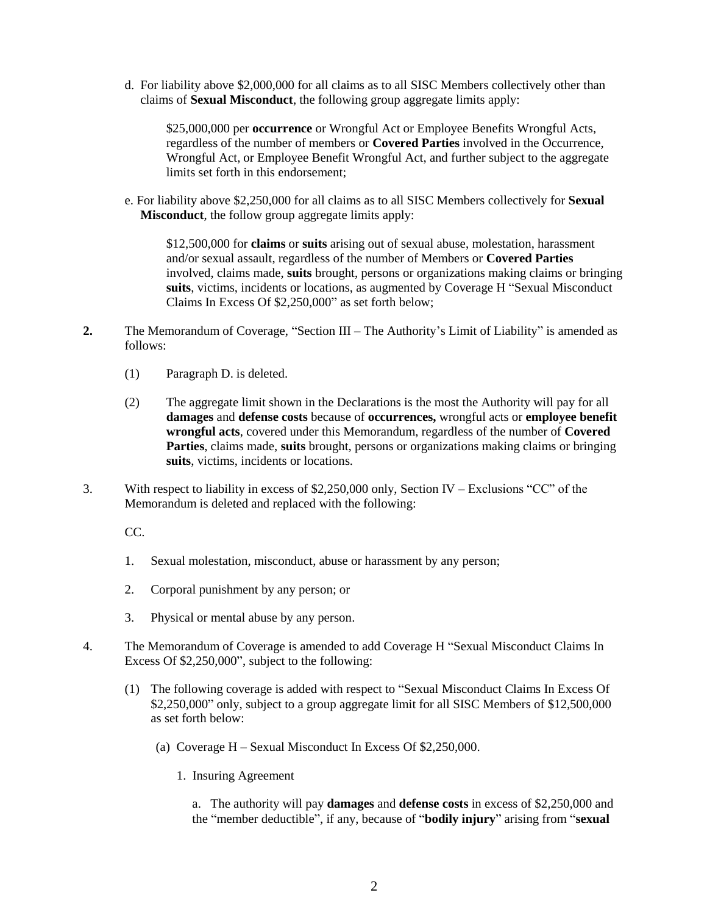d. For liability above $2,000,000 for all claims as to all SISC Members collectively other than claims of **Sexual Misconduct**, the following group aggregate limits apply:

> $25,000,000 per **occurrence** or Wrongful Act or Employee Benefits Wrongful Acts, regardless of the number of members or **Covered Parties** involved in the Occurrence, Wrongful Act, or Employee Benefit Wrongful Act, and further subject to the aggregate limits set forth in this endorsement;

e. For liability above $2,250,000 for all claims as to all SISC Members collectively for **Sexual Misconduct**, the follow group aggregate limits apply:

> $12,500,000 for **claims** or **suits** arising out of sexual abuse, molestation, harassment and/or sexual assault, regardless of the number of Members or **Covered Parties** involved, claims made, **suits** brought, persons or organizations making claims or bringing **suits**, victims, incidents or locations, as augmented by Coverage H "Sexual Misconduct Claims In Excess Of $2,250,000" as set forth below;

**2.** The Memorandum of Coverage, "Section III – The Authority's Limit of Liability" is amended as follows:

(1) Paragraph D. is deleted.

(2) The aggregate limit shown in the Declarations is the most the Authority will pay for all **damages** and **defense costs** because of **occurrences,** wrongful acts or **employee benefit wrongful acts**, covered under this Memorandum, regardless of the number of **Covered Parties**, claims made, **suits** brought, persons or organizations making claims or bringing **suits**, victims, incidents or locations.

3. With respect to liability in excess of $2,250,000 only, Section IV – Exclusions "CC" of the Memorandum is deleted and replaced with the following:

CC.

1. Sexual molestation, misconduct, abuse or harassment by any person;
2. Corporal punishment by any person; or
3. Physical or mental abuse by any person.

4. The Memorandum of Coverage is amended to add Coverage H "Sexual Misconduct Claims In Excess Of $2,250,000", subject to the following:

(1) The following coverage is added with respect to "Sexual Misconduct Claims In Excess Of $2,250,000" only, subject to a group aggregate limit for all SISC Members of $12,500,000 as set forth below:

(a) Coverage H – Sexual Misconduct In Excess Of $2,250,000.

1. Insuring Agreement

a. The authority will pay **damages** and **defense costs** in excess of $2,250,000 and the "member deductible", if any, because of "**bodily injury**" arising from "**sexual**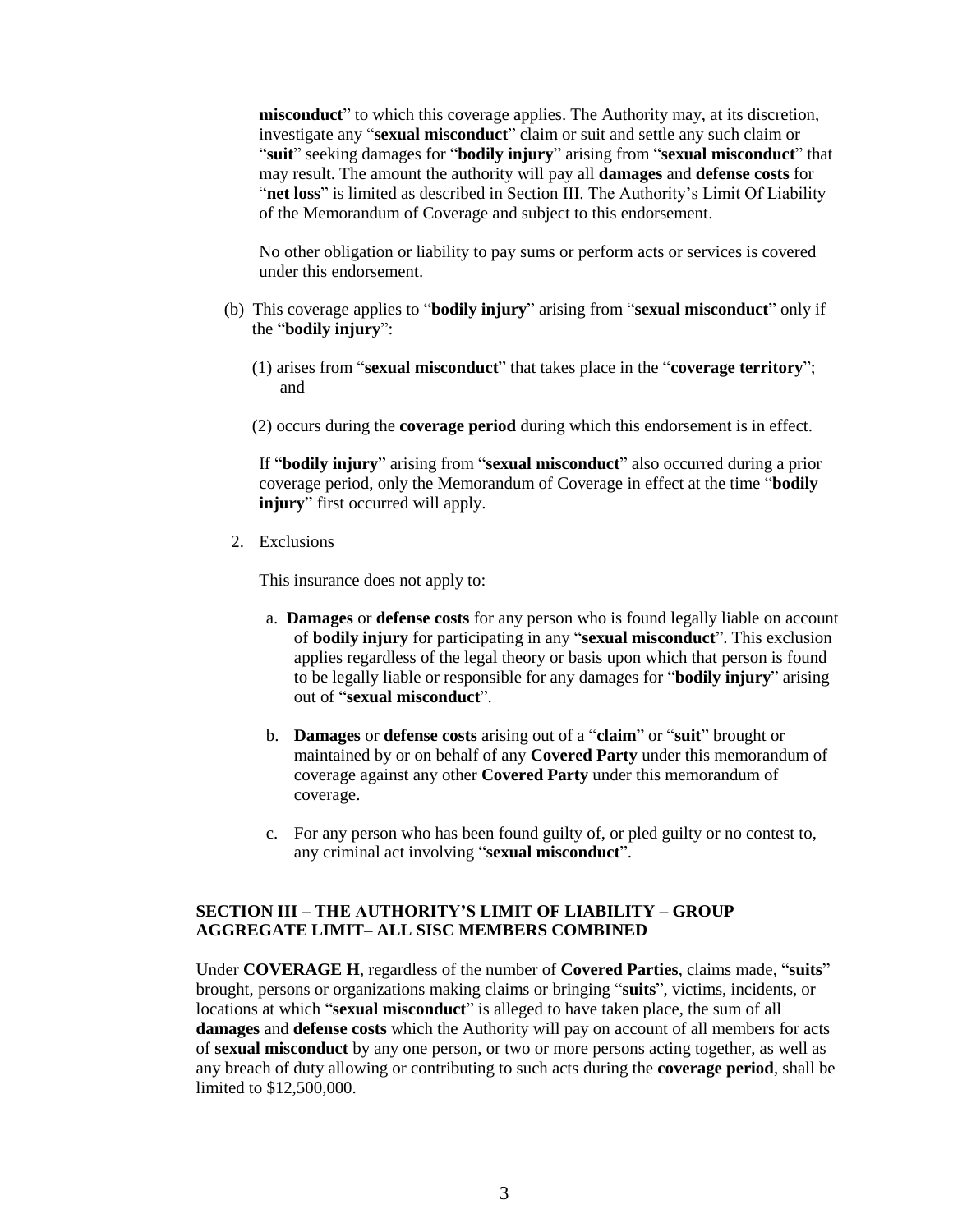**misconduct**" to which this coverage applies. The Authority may, at its discretion, investigate any "**sexual misconduct**" claim or suit and settle any such claim or "**suit**" seeking damages for "**bodily injury**" arising from "**sexual misconduct**" that may result. The amount the authority will pay all **damages** and **defense costs** for "**net loss**" is limited as described in Section III. The Authority's Limit Of Liability of the Memorandum of Coverage and subject to this endorsement.

No other obligation or liability to pay sums or perform acts or services is covered under this endorsement.

(b) This coverage applies to "**bodily injury**" arising from "**sexual misconduct**" only if the "**bodily injury**":

(1) arises from "**sexual misconduct**" that takes place in the "**coverage territory**"; and

(2) occurs during the **coverage period** during which this endorsement is in effect.

If "**bodily injury**" arising from "**sexual misconduct**" also occurred during a prior coverage period, only the Memorandum of Coverage in effect at the time "**bodily injury**" first occurred will apply.

2. Exclusions

This insurance does not apply to:

a. **Damages** or **defense costs** for any person who is found legally liable on account of **bodily injury** for participating in any "**sexual misconduct**". This exclusion applies regardless of the legal theory or basis upon which that person is found to be legally liable or responsible for any damages for "**bodily injury**" arising out of "**sexual misconduct**".

b. **Damages** or **defense costs** arising out of a "**claim**" or "**suit**" brought or maintained by or on behalf of any **Covered Party** under this memorandum of coverage against any other **Covered Party** under this memorandum of coverage.

c. For any person who has been found guilty of, or pled guilty or no contest to, any criminal act involving "**sexual misconduct**".

**SECTION III – THE AUTHORITY'S LIMIT OF LIABILITY – GROUP AGGREGATE LIMIT– ALL SISC MEMBERS COMBINED**

Under **COVERAGE H**, regardless of the number of **Covered Parties**, claims made, "**suits**" brought, persons or organizations making claims or bringing "**suits**", victims, incidents, or locations at which "**sexual misconduct**" is alleged to have taken place, the sum of all **damages** and **defense costs** which the Authority will pay on account of all members for acts of **sexual misconduct** by any one person, or two or more persons acting together, as well as any breach of duty allowing or contributing to such acts during the **coverage period**, shall be limited to $12,500,000.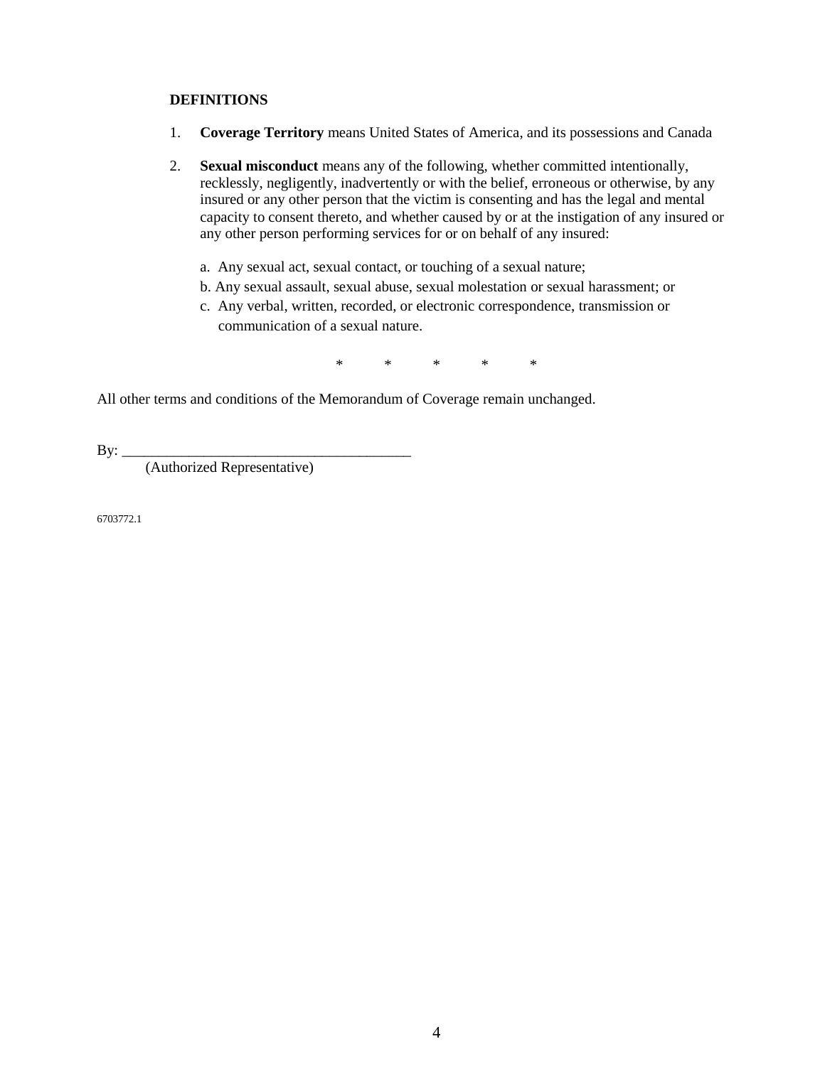**DEFINITIONS**

1. **Coverage Territory** means United States of America, and its possessions and Canada

2. **Sexual misconduct** means any of the following, whether committed intentionally, recklessly, negligently, inadvertently or with the belief, erroneous or otherwise, by any insured or any other person that the victim is consenting and has the legal and mental capacity to consent thereto, and whether caused by or at the instigation of any insured or any other person performing services for or on behalf of any insured:

   a. Any sexual act, sexual contact, or touching of a sexual nature;
   b. Any sexual assault, sexual abuse, sexual molestation or sexual harassment; or
   c. Any verbal, written, recorded, or electronic correspondence, transmission or communication of a sexual nature.

\* \* \* \* \*

All other terms and conditions of the Memorandum of Coverage remain unchanged.

By: ______________________________________
(Authorized Representative)

6703772.1